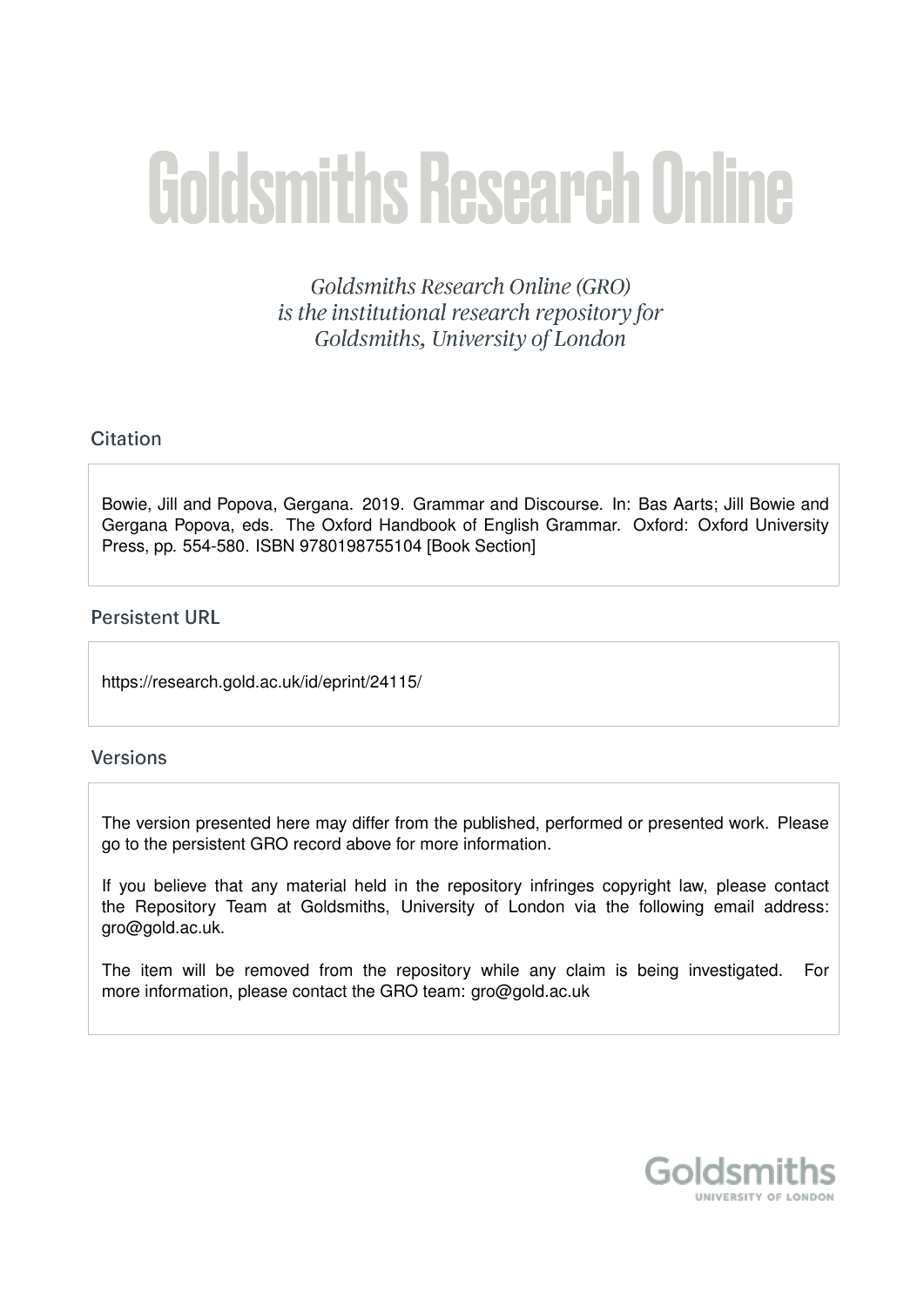# Goldsmiths Research Online

*Goldsmiths Research Online (GRO) is the institutional research repository for Goldsmiths, University of London*

## Citation

Bowie, Jill and Popova, Gergana. 2019. Grammar and Discourse. In: Bas Aarts; Jill Bowie and Gergana Popova, eds. The Oxford Handbook of English Grammar. Oxford: Oxford University Press, pp. 554-580. ISBN 9780198755104 [Book Section]

## Persistent URL

https://research.gold.ac.uk/id/eprint/24115/

## Versions

The version presented here may differ from the published, performed or presented work. Please go to the persistent GRO record above for more information.

If you believe that any material held in the repository infringes copyright law, please contact the Repository Team at Goldsmiths, University of London via the following email address: gro@gold.ac.uk.

The item will be removed from the repository while any claim is being investigated. For more information, please contact the GRO team: gro@gold.ac.uk

Goldsmiths
UNIVERSITY OF LONDON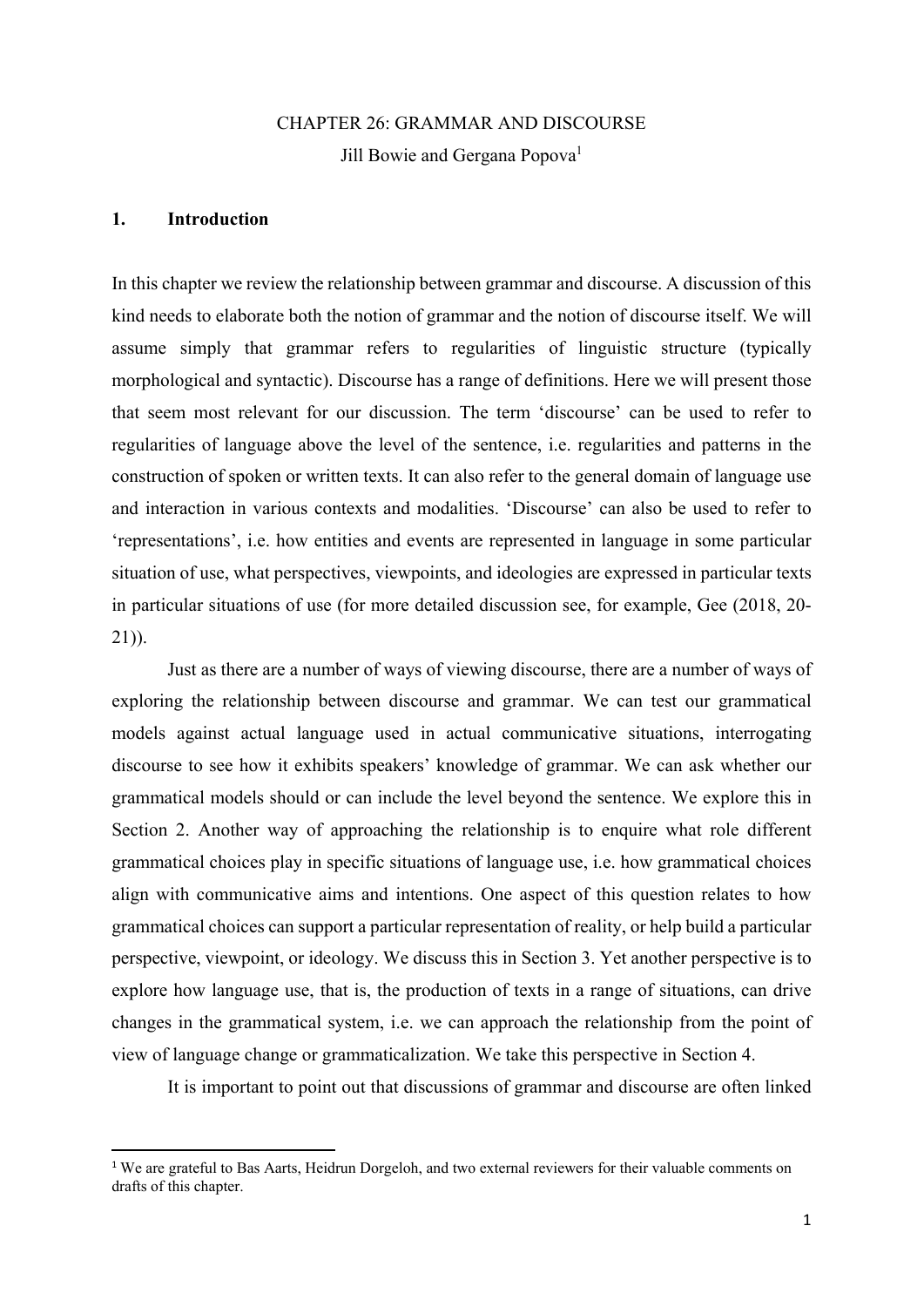CHAPTER 26: GRAMMAR AND DISCOURSE

Jill Bowie and Gergana Popova[1]

## 1. Introduction

In this chapter we review the relationship between grammar and discourse. A discussion of this kind needs to elaborate both the notion of grammar and the notion of discourse itself. We will assume simply that grammar refers to regularities of linguistic structure (typically morphological and syntactic). Discourse has a range of definitions. Here we will present those that seem most relevant for our discussion. The term 'discourse' can be used to refer to regularities of language above the level of the sentence, i.e. regularities and patterns in the construction of spoken or written texts. It can also refer to the general domain of language use and interaction in various contexts and modalities. 'Discourse' can also be used to refer to 'representations', i.e. how entities and events are represented in language in some particular situation of use, what perspectives, viewpoints, and ideologies are expressed in particular texts in particular situations of use (for more detailed discussion see, for example, Gee (2018, 20-21)).

Just as there are a number of ways of viewing discourse, there are a number of ways of exploring the relationship between discourse and grammar. We can test our grammatical models against actual language used in actual communicative situations, interrogating discourse to see how it exhibits speakers' knowledge of grammar. We can ask whether our grammatical models should or can include the level beyond the sentence. We explore this in Section 2. Another way of approaching the relationship is to enquire what role different grammatical choices play in specific situations of language use, i.e. how grammatical choices align with communicative aims and intentions. One aspect of this question relates to how grammatical choices can support a particular representation of reality, or help build a particular perspective, viewpoint, or ideology. We discuss this in Section 3. Yet another perspective is to explore how language use, that is, the production of texts in a range of situations, can drive changes in the grammatical system, i.e. we can approach the relationship from the point of view of language change or grammaticalization. We take this perspective in Section 4.

It is important to point out that discussions of grammar and discourse are often linked

[1] We are grateful to Bas Aarts, Heidrun Dorgeloh, and two external reviewers for their valuable comments on drafts of this chapter.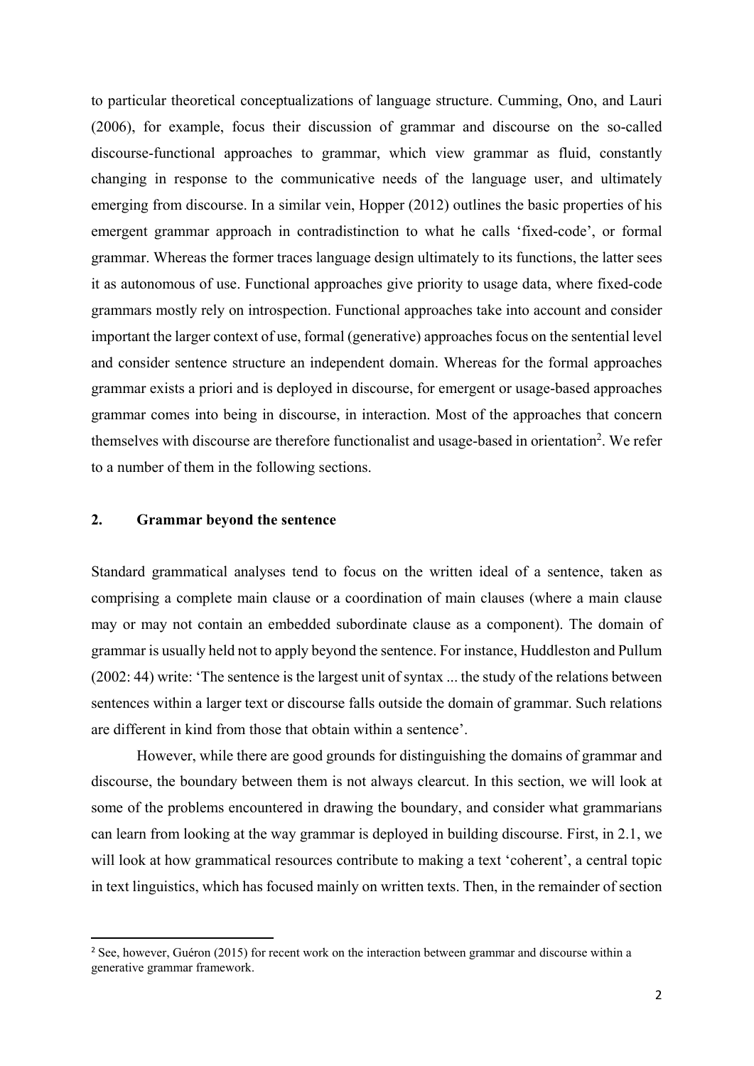to particular theoretical conceptualizations of language structure. Cumming, Ono, and Lauri (2006), for example, focus their discussion of grammar and discourse on the so-called discourse-functional approaches to grammar, which view grammar as fluid, constantly changing in response to the communicative needs of the language user, and ultimately emerging from discourse. In a similar vein, Hopper (2012) outlines the basic properties of his emergent grammar approach in contradistinction to what he calls 'fixed-code', or formal grammar. Whereas the former traces language design ultimately to its functions, the latter sees it as autonomous of use. Functional approaches give priority to usage data, where fixed-code grammars mostly rely on introspection. Functional approaches take into account and consider important the larger context of use, formal (generative) approaches focus on the sentential level and consider sentence structure an independent domain. Whereas for the formal approaches grammar exists a priori and is deployed in discourse, for emergent or usage-based approaches grammar comes into being in discourse, in interaction. Most of the approaches that concern themselves with discourse are therefore functionalist and usage-based in orientation[2]. We refer to a number of them in the following sections.

## 2. Grammar beyond the sentence

Standard grammatical analyses tend to focus on the written ideal of a sentence, taken as comprising a complete main clause or a coordination of main clauses (where a main clause may or may not contain an embedded subordinate clause as a component). The domain of grammar is usually held not to apply beyond the sentence. For instance, Huddleston and Pullum (2002: 44) write: 'The sentence is the largest unit of syntax ... the study of the relations between sentences within a larger text or discourse falls outside the domain of grammar. Such relations are different in kind from those that obtain within a sentence'.

However, while there are good grounds for distinguishing the domains of grammar and discourse, the boundary between them is not always clearcut. In this section, we will look at some of the problems encountered in drawing the boundary, and consider what grammarians can learn from looking at the way grammar is deployed in building discourse. First, in 2.1, we will look at how grammatical resources contribute to making a text 'coherent', a central topic in text linguistics, which has focused mainly on written texts. Then, in the remainder of section

[2] See, however, Guéron (2015) for recent work on the interaction between grammar and discourse within a generative grammar framework.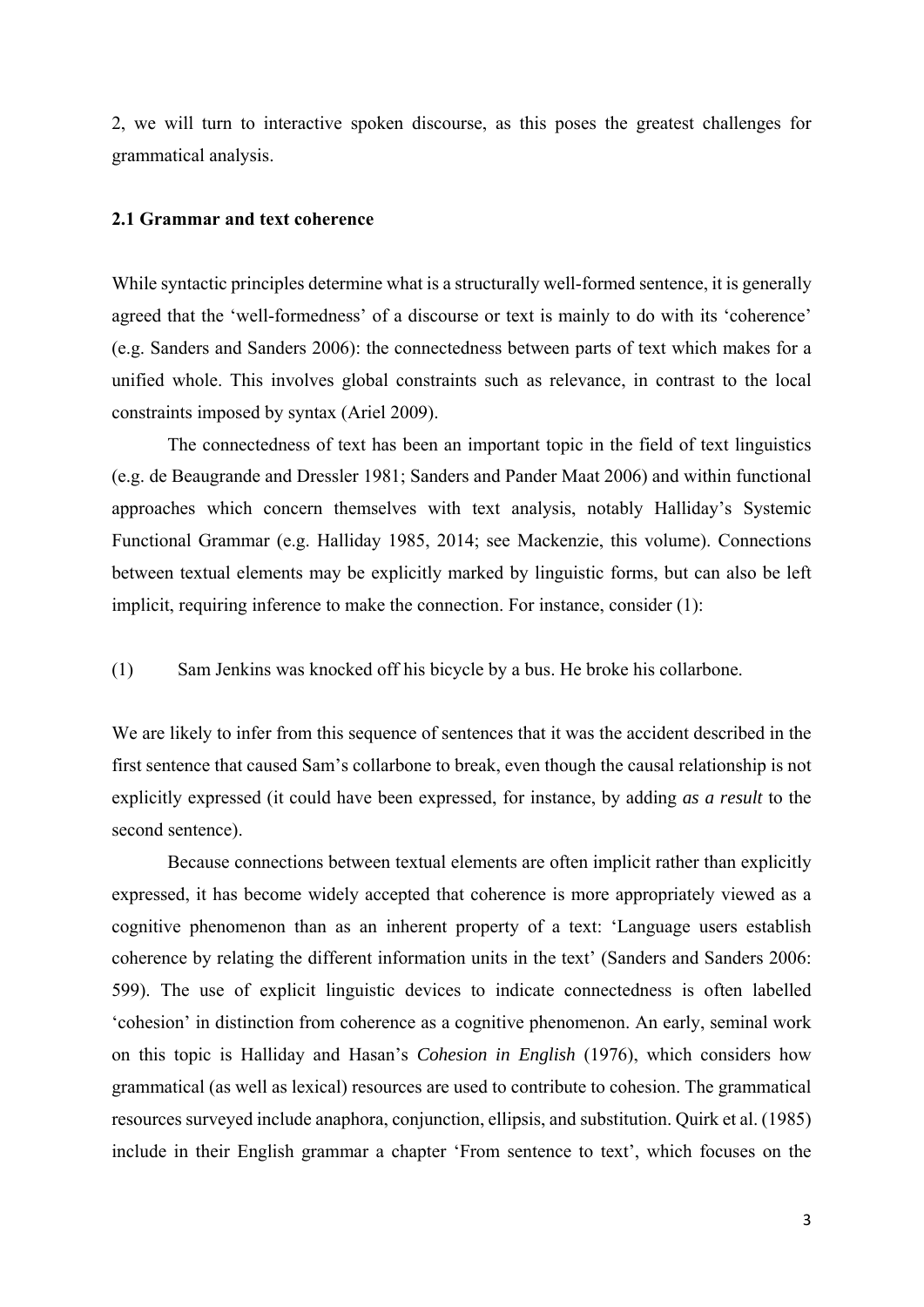2, we will turn to interactive spoken discourse, as this poses the greatest challenges for grammatical analysis.

### 2.1 Grammar and text coherence

While syntactic principles determine what is a structurally well-formed sentence, it is generally agreed that the 'well-formedness' of a discourse or text is mainly to do with its 'coherence' (e.g. Sanders and Sanders 2006): the connectedness between parts of text which makes for a unified whole. This involves global constraints such as relevance, in contrast to the local constraints imposed by syntax (Ariel 2009).

The connectedness of text has been an important topic in the field of text linguistics (e.g. de Beaugrande and Dressler 1981; Sanders and Pander Maat 2006) and within functional approaches which concern themselves with text analysis, notably Halliday's Systemic Functional Grammar (e.g. Halliday 1985, 2014; see Mackenzie, this volume). Connections between textual elements may be explicitly marked by linguistic forms, but can also be left implicit, requiring inference to make the connection. For instance, consider (1):

(1) Sam Jenkins was knocked off his bicycle by a bus. He broke his collarbone.

We are likely to infer from this sequence of sentences that it was the accident described in the first sentence that caused Sam's collarbone to break, even though the causal relationship is not explicitly expressed (it could have been expressed, for instance, by adding *as a result* to the second sentence).

Because connections between textual elements are often implicit rather than explicitly expressed, it has become widely accepted that coherence is more appropriately viewed as a cognitive phenomenon than as an inherent property of a text: 'Language users establish coherence by relating the different information units in the text' (Sanders and Sanders 2006: 599). The use of explicit linguistic devices to indicate connectedness is often labelled 'cohesion' in distinction from coherence as a cognitive phenomenon. An early, seminal work on this topic is Halliday and Hasan's *Cohesion in English* (1976), which considers how grammatical (as well as lexical) resources are used to contribute to cohesion. The grammatical resources surveyed include anaphora, conjunction, ellipsis, and substitution. Quirk et al. (1985) include in their English grammar a chapter 'From sentence to text', which focuses on the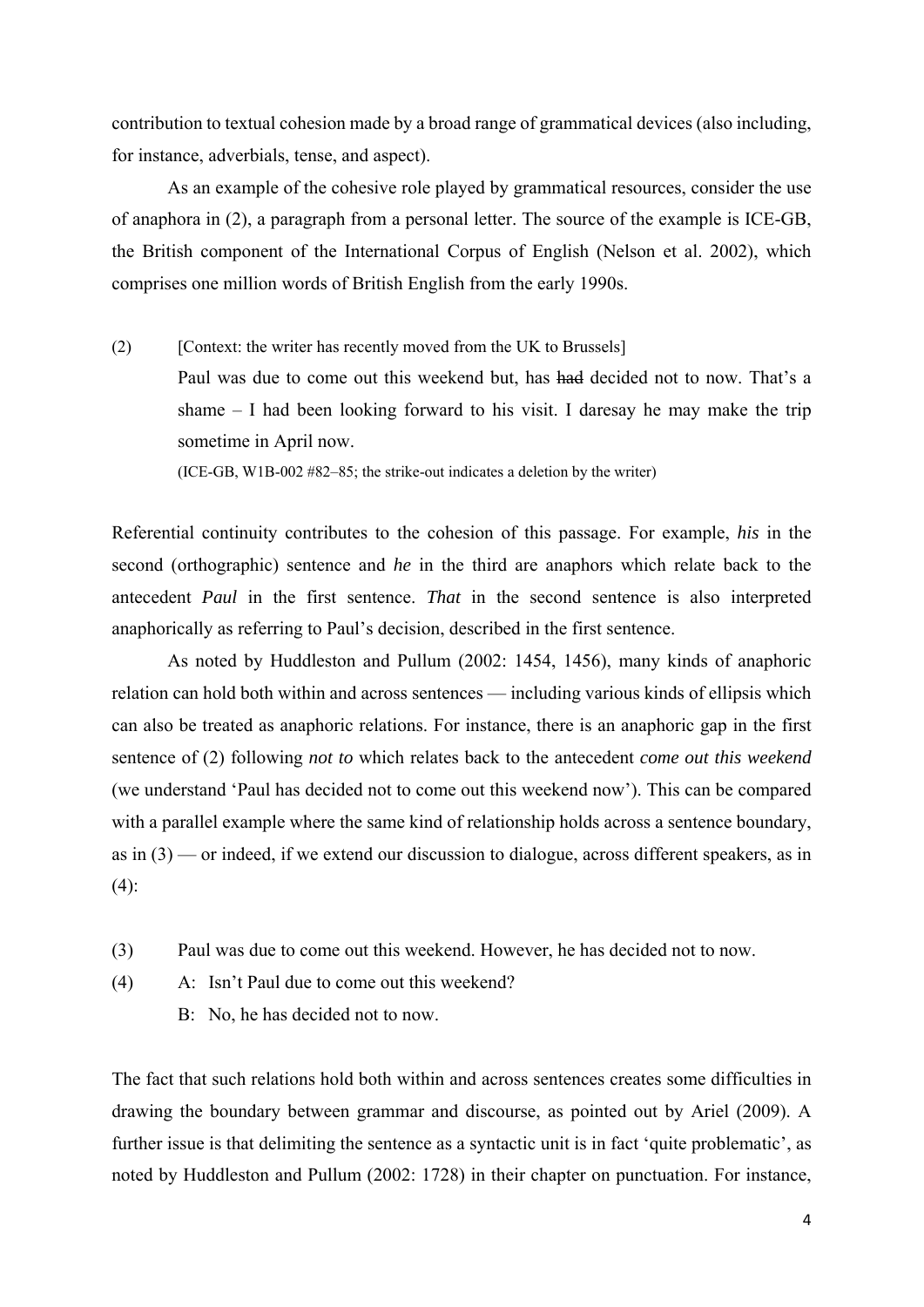contribution to textual cohesion made by a broad range of grammatical devices (also including, for instance, adverbials, tense, and aspect).

As an example of the cohesive role played by grammatical resources, consider the use of anaphora in (2), a paragraph from a personal letter. The source of the example is ICE-GB, the British component of the International Corpus of English (Nelson et al. 2002), which comprises one million words of British English from the early 1990s.

(2) [Context: the writer has recently moved from the UK to Brussels]
Paul was due to come out this weekend but, has ~~had~~ decided not to now. That's a shame – I had been looking forward to his visit. I daresay he may make the trip sometime in April now.
(ICE-GB, W1B-002 #82–85; the strike-out indicates a deletion by the writer)

Referential continuity contributes to the cohesion of this passage. For example, *his* in the second (orthographic) sentence and *he* in the third are anaphors which relate back to the antecedent *Paul* in the first sentence. *That* in the second sentence is also interpreted anaphorically as referring to Paul's decision, described in the first sentence.

As noted by Huddleston and Pullum (2002: 1454, 1456), many kinds of anaphoric relation can hold both within and across sentences — including various kinds of ellipsis which can also be treated as anaphoric relations. For instance, there is an anaphoric gap in the first sentence of (2) following *not to* which relates back to the antecedent *come out this weekend* (we understand 'Paul has decided not to come out this weekend now'). This can be compared with a parallel example where the same kind of relationship holds across a sentence boundary, as in (3) — or indeed, if we extend our discussion to dialogue, across different speakers, as in (4):

(3) Paul was due to come out this weekend. However, he has decided not to now.

(4) A: Isn't Paul due to come out this weekend?
B: No, he has decided not to now.

The fact that such relations hold both within and across sentences creates some difficulties in drawing the boundary between grammar and discourse, as pointed out by Ariel (2009). A further issue is that delimiting the sentence as a syntactic unit is in fact 'quite problematic', as noted by Huddleston and Pullum (2002: 1728) in their chapter on punctuation. For instance,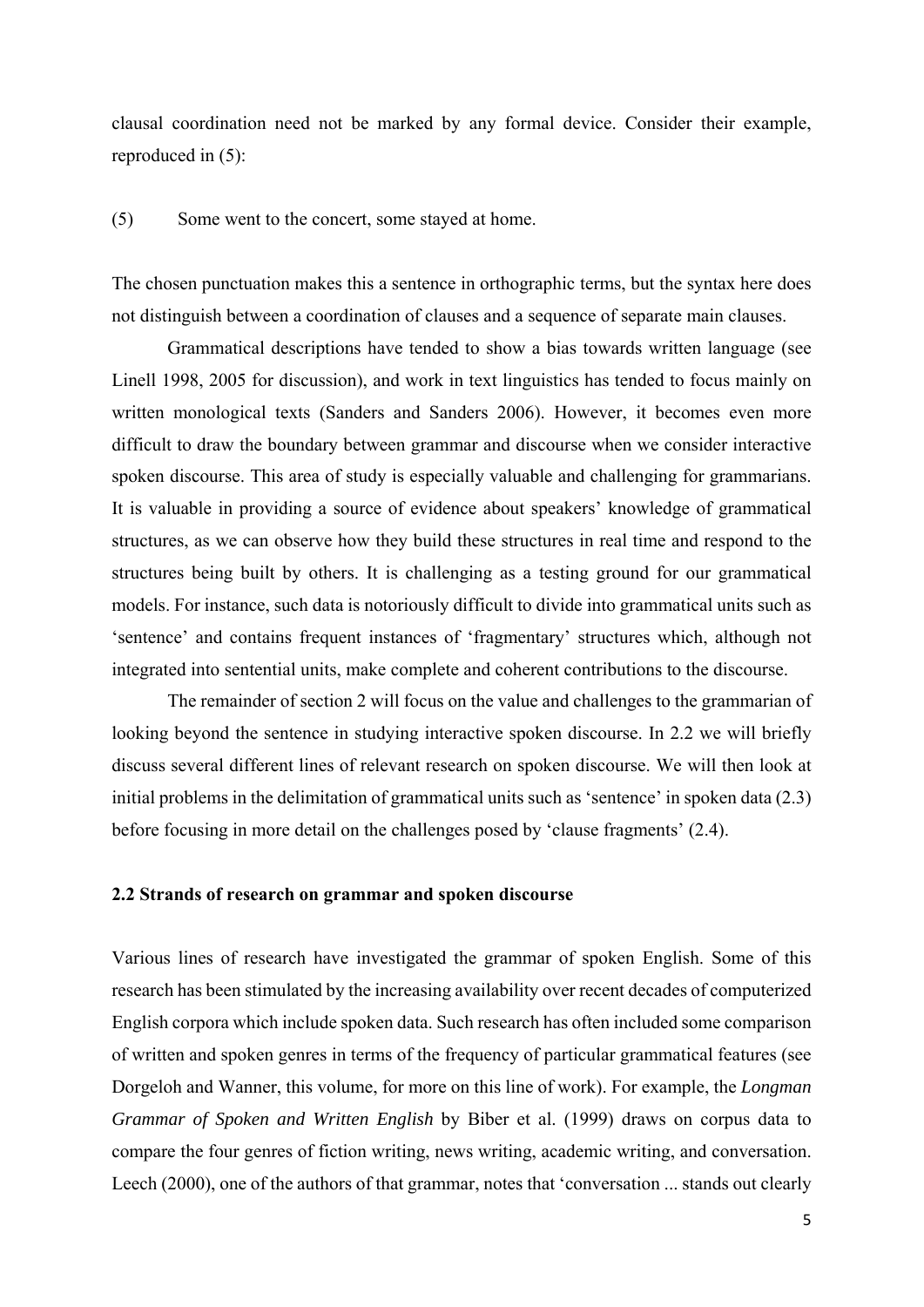clausal coordination need not be marked by any formal device. Consider their example, reproduced in (5):

(5) Some went to the concert, some stayed at home.

The chosen punctuation makes this a sentence in orthographic terms, but the syntax here does not distinguish between a coordination of clauses and a sequence of separate main clauses.

Grammatical descriptions have tended to show a bias towards written language (see Linell 1998, 2005 for discussion), and work in text linguistics has tended to focus mainly on written monological texts (Sanders and Sanders 2006). However, it becomes even more difficult to draw the boundary between grammar and discourse when we consider interactive spoken discourse. This area of study is especially valuable and challenging for grammarians. It is valuable in providing a source of evidence about speakers' knowledge of grammatical structures, as we can observe how they build these structures in real time and respond to the structures being built by others. It is challenging as a testing ground for our grammatical models. For instance, such data is notoriously difficult to divide into grammatical units such as 'sentence' and contains frequent instances of 'fragmentary' structures which, although not integrated into sentential units, make complete and coherent contributions to the discourse.

The remainder of section 2 will focus on the value and challenges to the grammarian of looking beyond the sentence in studying interactive spoken discourse. In 2.2 we will briefly discuss several different lines of relevant research on spoken discourse. We will then look at initial problems in the delimitation of grammatical units such as 'sentence' in spoken data (2.3) before focusing in more detail on the challenges posed by 'clause fragments' (2.4).

## 2.2 Strands of research on grammar and spoken discourse

Various lines of research have investigated the grammar of spoken English. Some of this research has been stimulated by the increasing availability over recent decades of computerized English corpora which include spoken data. Such research has often included some comparison of written and spoken genres in terms of the frequency of particular grammatical features (see Dorgeloh and Wanner, this volume, for more on this line of work). For example, the *Longman Grammar of Spoken and Written English* by Biber et al. (1999) draws on corpus data to compare the four genres of fiction writing, news writing, academic writing, and conversation. Leech (2000), one of the authors of that grammar, notes that 'conversation ... stands out clearly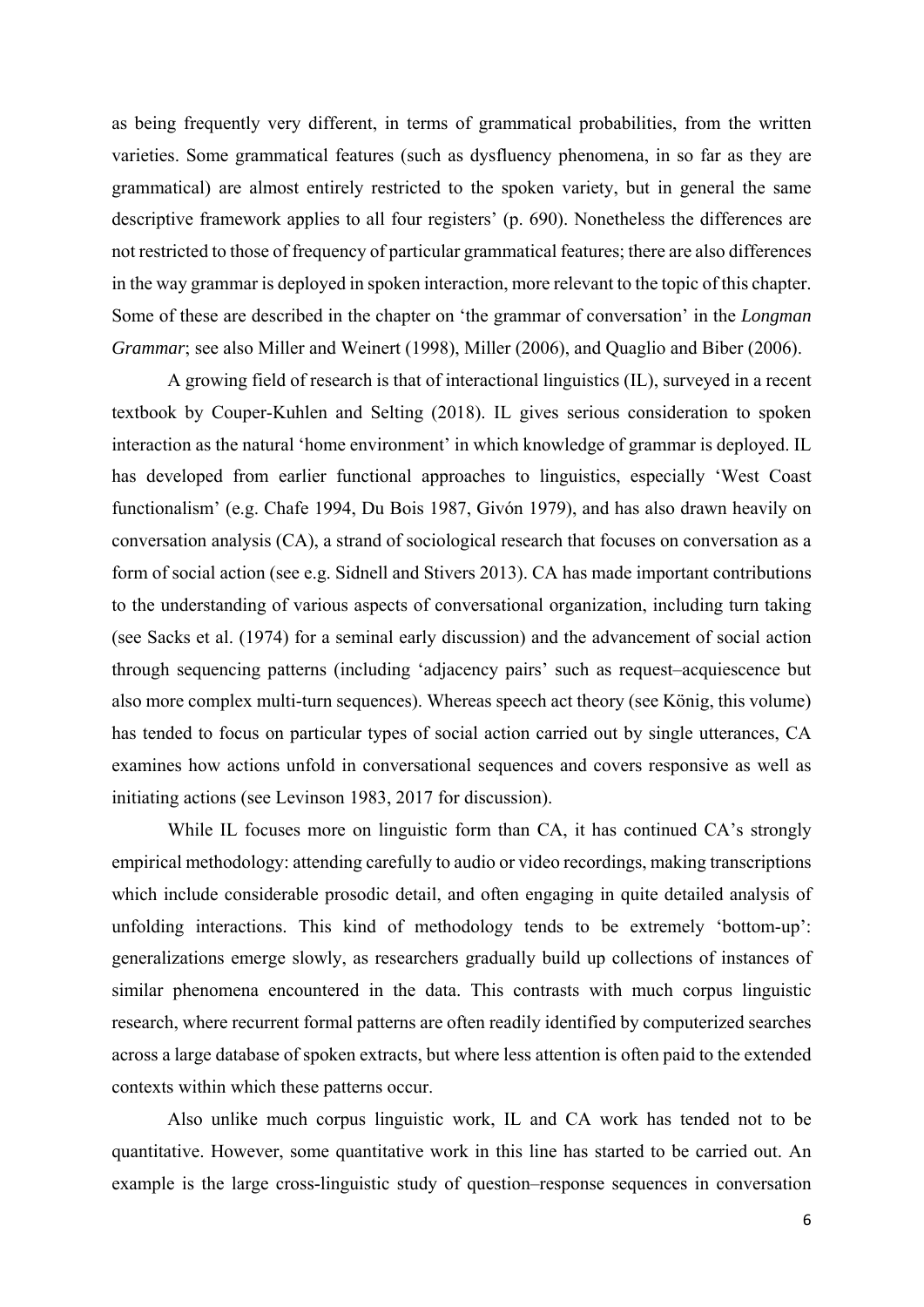as being frequently very different, in terms of grammatical probabilities, from the written varieties. Some grammatical features (such as dysfluency phenomena, in so far as they are grammatical) are almost entirely restricted to the spoken variety, but in general the same descriptive framework applies to all four registers' (p. 690). Nonetheless the differences are not restricted to those of frequency of particular grammatical features; there are also differences in the way grammar is deployed in spoken interaction, more relevant to the topic of this chapter. Some of these are described in the chapter on 'the grammar of conversation' in the *Longman Grammar*; see also Miller and Weinert (1998), Miller (2006), and Quaglio and Biber (2006).

A growing field of research is that of interactional linguistics (IL), surveyed in a recent textbook by Couper-Kuhlen and Selting (2018). IL gives serious consideration to spoken interaction as the natural 'home environment' in which knowledge of grammar is deployed. IL has developed from earlier functional approaches to linguistics, especially 'West Coast functionalism' (e.g. Chafe 1994, Du Bois 1987, Givón 1979), and has also drawn heavily on conversation analysis (CA), a strand of sociological research that focuses on conversation as a form of social action (see e.g. Sidnell and Stivers 2013). CA has made important contributions to the understanding of various aspects of conversational organization, including turn taking (see Sacks et al. (1974) for a seminal early discussion) and the advancement of social action through sequencing patterns (including 'adjacency pairs' such as request–acquiescence but also more complex multi-turn sequences). Whereas speech act theory (see König, this volume) has tended to focus on particular types of social action carried out by single utterances, CA examines how actions unfold in conversational sequences and covers responsive as well as initiating actions (see Levinson 1983, 2017 for discussion).

While IL focuses more on linguistic form than CA, it has continued CA's strongly empirical methodology: attending carefully to audio or video recordings, making transcriptions which include considerable prosodic detail, and often engaging in quite detailed analysis of unfolding interactions. This kind of methodology tends to be extremely 'bottom-up': generalizations emerge slowly, as researchers gradually build up collections of instances of similar phenomena encountered in the data. This contrasts with much corpus linguistic research, where recurrent formal patterns are often readily identified by computerized searches across a large database of spoken extracts, but where less attention is often paid to the extended contexts within which these patterns occur.

Also unlike much corpus linguistic work, IL and CA work has tended not to be quantitative. However, some quantitative work in this line has started to be carried out. An example is the large cross-linguistic study of question–response sequences in conversation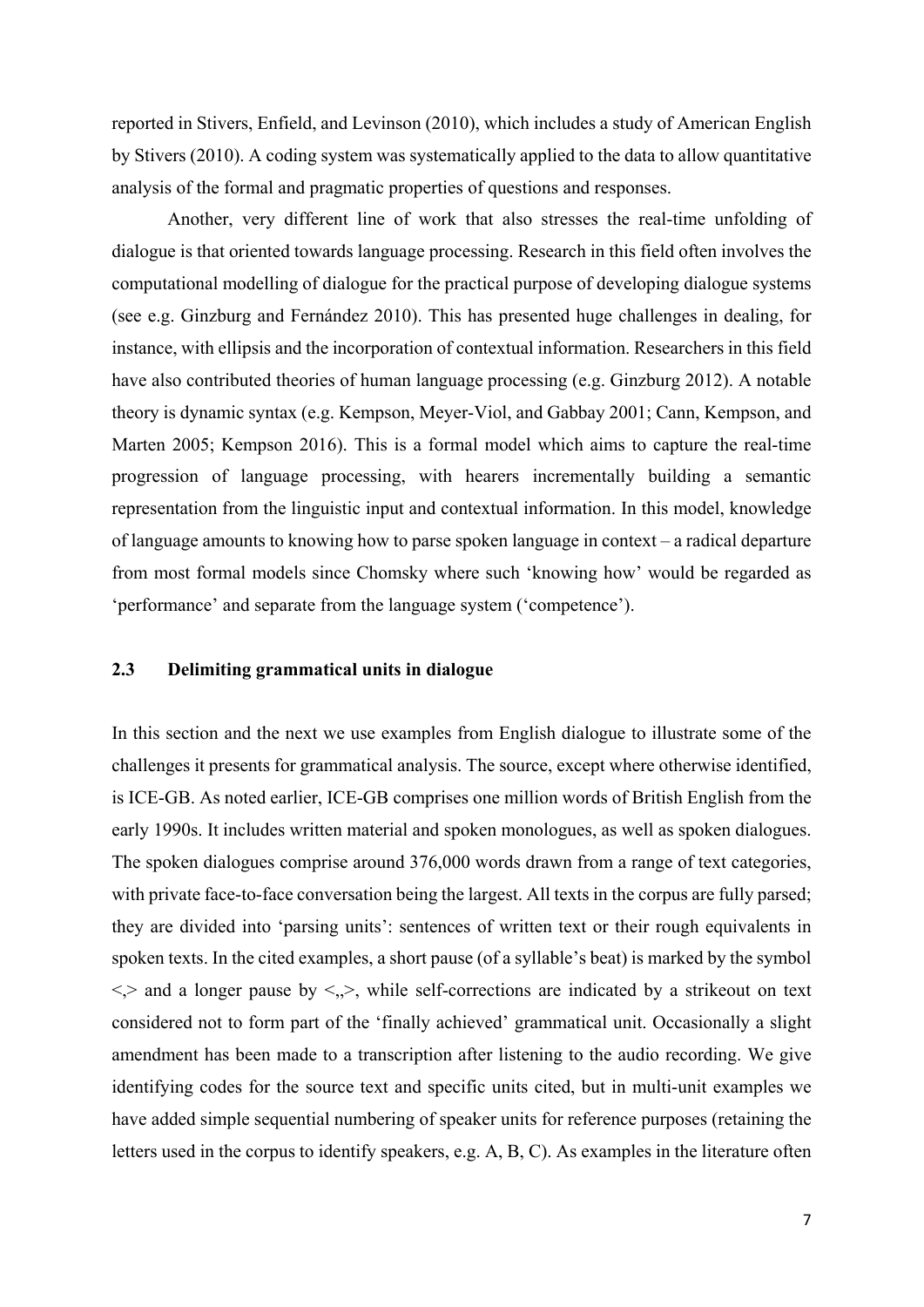reported in Stivers, Enfield, and Levinson (2010), which includes a study of American English by Stivers (2010). A coding system was systematically applied to the data to allow quantitative analysis of the formal and pragmatic properties of questions and responses.

Another, very different line of work that also stresses the real-time unfolding of dialogue is that oriented towards language processing. Research in this field often involves the computational modelling of dialogue for the practical purpose of developing dialogue systems (see e.g. Ginzburg and Fernández 2010). This has presented huge challenges in dealing, for instance, with ellipsis and the incorporation of contextual information. Researchers in this field have also contributed theories of human language processing (e.g. Ginzburg 2012). A notable theory is dynamic syntax (e.g. Kempson, Meyer-Viol, and Gabbay 2001; Cann, Kempson, and Marten 2005; Kempson 2016). This is a formal model which aims to capture the real-time progression of language processing, with hearers incrementally building a semantic representation from the linguistic input and contextual information. In this model, knowledge of language amounts to knowing how to parse spoken language in context – a radical departure from most formal models since Chomsky where such 'knowing how' would be regarded as 'performance' and separate from the language system ('competence').

### 2.3 Delimiting grammatical units in dialogue

In this section and the next we use examples from English dialogue to illustrate some of the challenges it presents for grammatical analysis. The source, except where otherwise identified, is ICE-GB. As noted earlier, ICE-GB comprises one million words of British English from the early 1990s. It includes written material and spoken monologues, as well as spoken dialogues. The spoken dialogues comprise around 376,000 words drawn from a range of text categories, with private face-to-face conversation being the largest. All texts in the corpus are fully parsed; they are divided into 'parsing units': sentences of written text or their rough equivalents in spoken texts. In the cited examples, a short pause (of a syllable's beat) is marked by the symbol <,> and a longer pause by <,,>, while self-corrections are indicated by a strikeout on text considered not to form part of the 'finally achieved' grammatical unit. Occasionally a slight amendment has been made to a transcription after listening to the audio recording. We give identifying codes for the source text and specific units cited, but in multi-unit examples we have added simple sequential numbering of speaker units for reference purposes (retaining the letters used in the corpus to identify speakers, e.g. A, B, C). As examples in the literature often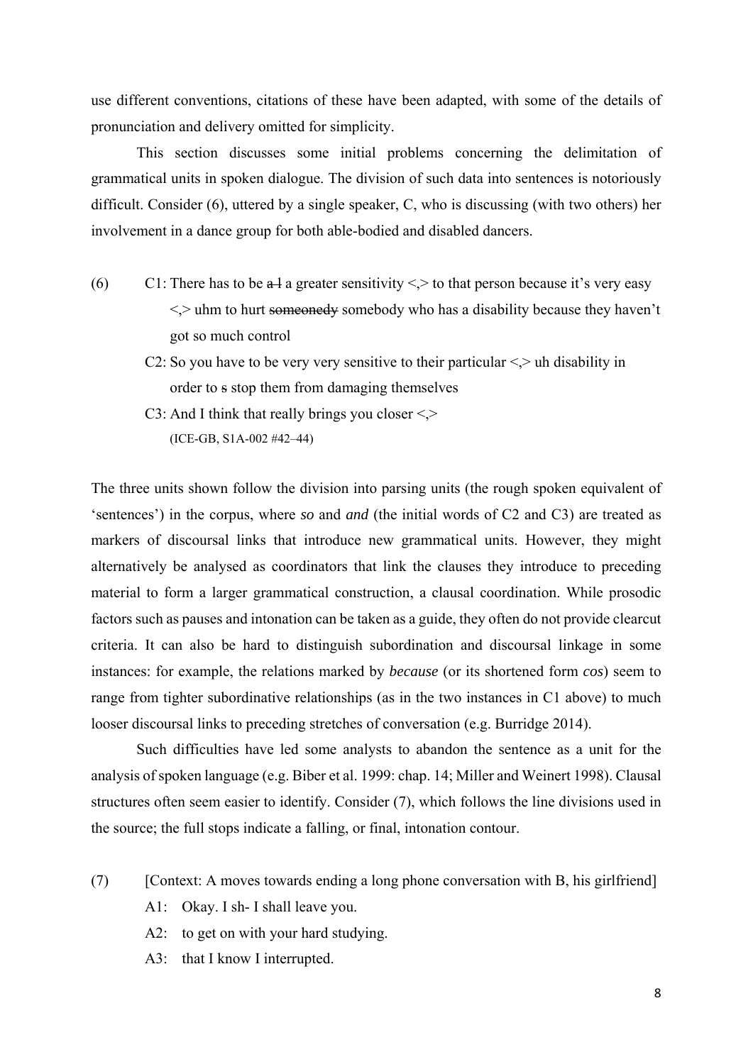use different conventions, citations of these have been adapted, with some of the details of pronunciation and delivery omitted for simplicity.

This section discusses some initial problems concerning the delimitation of grammatical units in spoken dialogue. The division of such data into sentences is notoriously difficult. Consider (6), uttered by a single speaker, C, who is discussing (with two others) her involvement in a dance group for both able-bodied and disabled dancers.

(6) C1: There has to be ~~a l~~ a greater sensitivity <,> to that person because it's very easy <,> uhm to hurt ~~someonedy~~ somebody who has a disability because they haven't got so much control

C2: So you have to be very very sensitive to their particular <,> uh disability in order to ~~s~~ stop them from damaging themselves

C3: And I think that really brings you closer <,>
(ICE-GB, S1A-002 #42–44)

The three units shown follow the division into parsing units (the rough spoken equivalent of 'sentences') in the corpus, where *so* and *and* (the initial words of C2 and C3) are treated as markers of discoursal links that introduce new grammatical units. However, they might alternatively be analysed as coordinators that link the clauses they introduce to preceding material to form a larger grammatical construction, a clausal coordination. While prosodic factors such as pauses and intonation can be taken as a guide, they often do not provide clearcut criteria. It can also be hard to distinguish subordination and discoursal linkage in some instances: for example, the relations marked by *because* (or its shortened form *cos*) seem to range from tighter subordinative relationships (as in the two instances in C1 above) to much looser discoursal links to preceding stretches of conversation (e.g. Burridge 2014).

Such difficulties have led some analysts to abandon the sentence as a unit for the analysis of spoken language (e.g. Biber et al. 1999: chap. 14; Miller and Weinert 1998). Clausal structures often seem easier to identify. Consider (7), which follows the line divisions used in the source; the full stops indicate a falling, or final, intonation contour.

(7) [Context: A moves towards ending a long phone conversation with B, his girlfriend]

A1: Okay. I sh- I shall leave you.

A2: to get on with your hard studying.

A3: that I know I interrupted.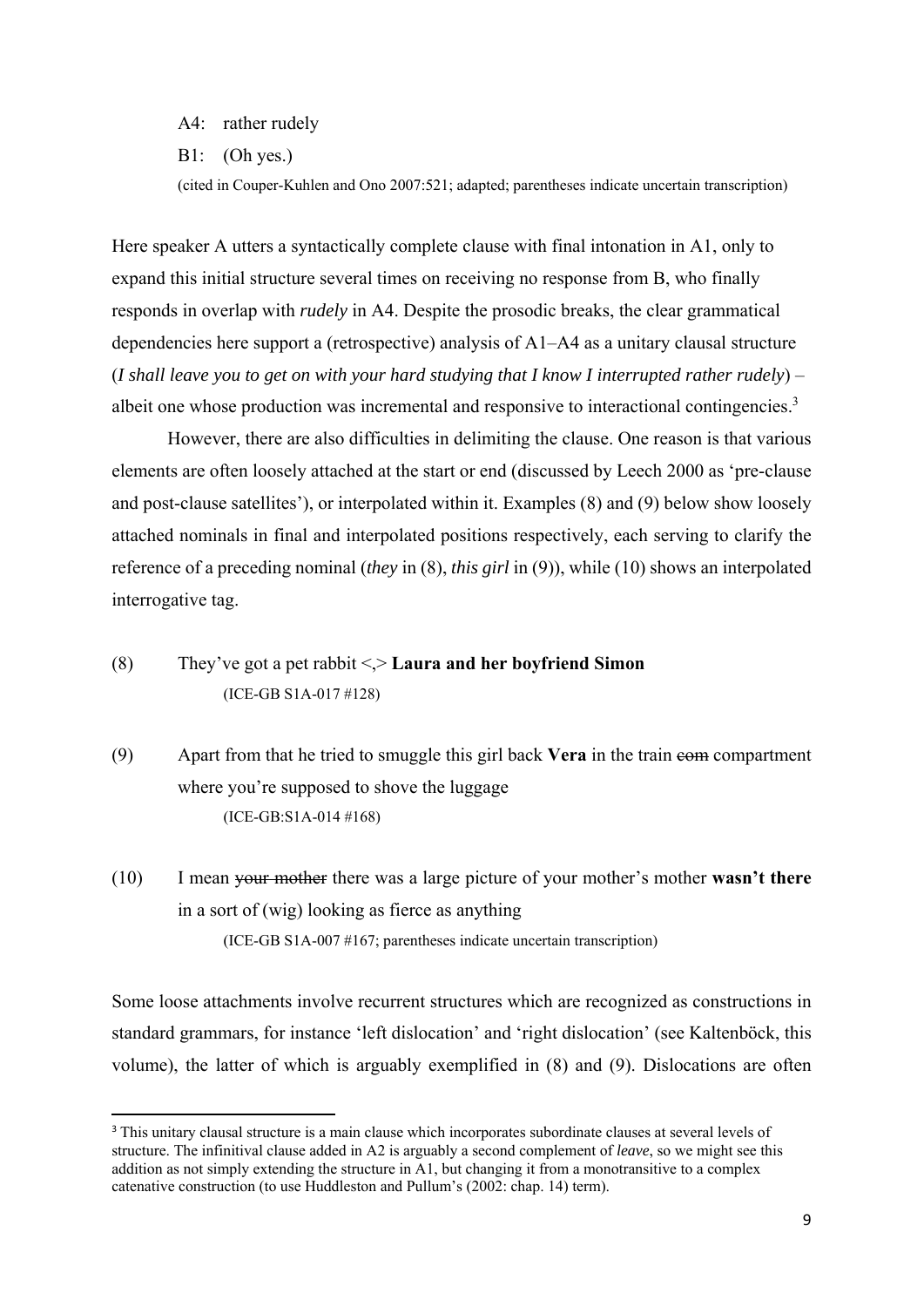A4: rather rudely

B1: (Oh yes.)

(cited in Couper-Kuhlen and Ono 2007:521; adapted; parentheses indicate uncertain transcription)

Here speaker A utters a syntactically complete clause with final intonation in A1, only to expand this initial structure several times on receiving no response from B, who finally responds in overlap with *rudely* in A4. Despite the prosodic breaks, the clear grammatical dependencies here support a (retrospective) analysis of A1–A4 as a unitary clausal structure (*I shall leave you to get on with your hard studying that I know I interrupted rather rudely*) – albeit one whose production was incremental and responsive to interactional contingencies.[3]

However, there are also difficulties in delimiting the clause. One reason is that various elements are often loosely attached at the start or end (discussed by Leech 2000 as 'pre-clause and post-clause satellites'), or interpolated within it. Examples (8) and (9) below show loosely attached nominals in final and interpolated positions respectively, each serving to clarify the reference of a preceding nominal (*they* in (8), *this girl* in (9)), while (10) shows an interpolated interrogative tag.

(8) They've got a pet rabbit <,> **Laura and her boyfriend Simon**
(ICE-GB S1A-017 #128)

(9) Apart from that he tried to smuggle this girl back **Vera** in the train ~~com~~ compartment where you're supposed to shove the luggage
(ICE-GB:S1A-014 #168)

(10) I mean ~~your mother~~ there was a large picture of your mother's mother **wasn't there** in a sort of (wig) looking as fierce as anything
(ICE-GB S1A-007 #167; parentheses indicate uncertain transcription)

Some loose attachments involve recurrent structures which are recognized as constructions in standard grammars, for instance 'left dislocation' and 'right dislocation' (see Kaltenböck, this volume), the latter of which is arguably exemplified in (8) and (9). Dislocations are often

---

[3] This unitary clausal structure is a main clause which incorporates subordinate clauses at several levels of structure. The infinitival clause added in A2 is arguably a second complement of *leave*, so we might see this addition as not simply extending the structure in A1, but changing it from a monotransitive to a complex catenative construction (to use Huddleston and Pullum's (2002: chap. 14) term).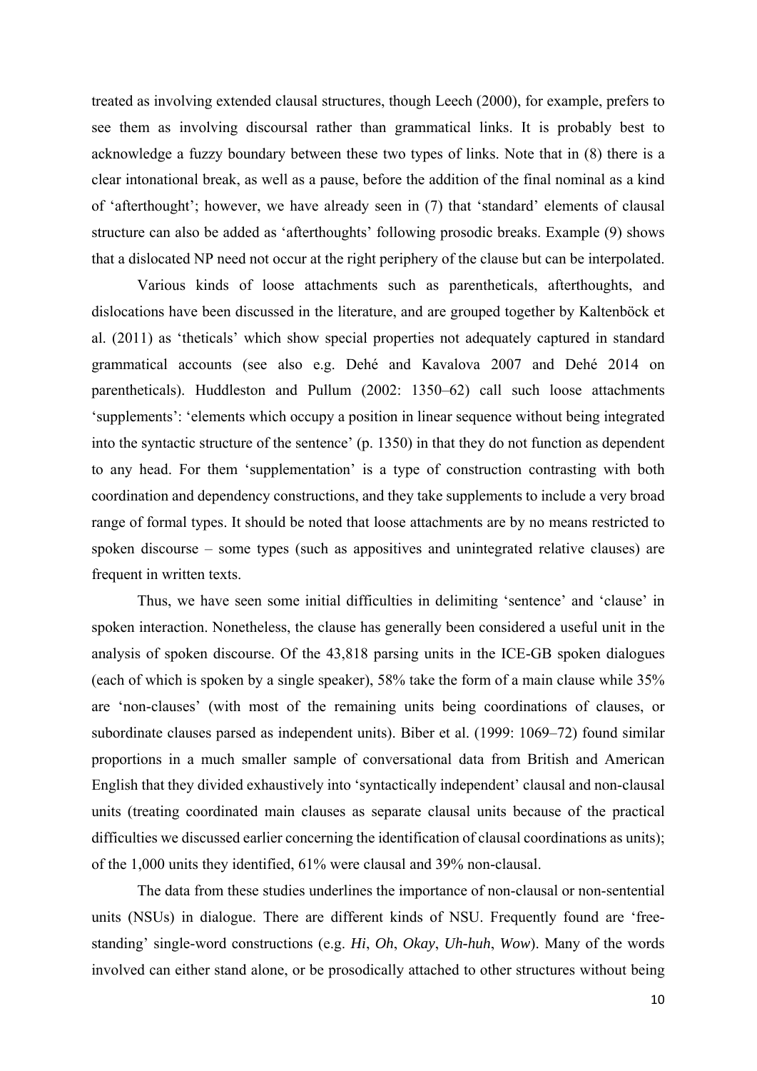treated as involving extended clausal structures, though Leech (2000), for example, prefers to see them as involving discoursal rather than grammatical links. It is probably best to acknowledge a fuzzy boundary between these two types of links. Note that in (8) there is a clear intonational break, as well as a pause, before the addition of the final nominal as a kind of 'afterthought'; however, we have already seen in (7) that 'standard' elements of clausal structure can also be added as 'afterthoughts' following prosodic breaks. Example (9) shows that a dislocated NP need not occur at the right periphery of the clause but can be interpolated.

Various kinds of loose attachments such as parentheticals, afterthoughts, and dislocations have been discussed in the literature, and are grouped together by Kaltenböck et al. (2011) as 'theticals' which show special properties not adequately captured in standard grammatical accounts (see also e.g. Dehé and Kavalova 2007 and Dehé 2014 on parentheticals). Huddleston and Pullum (2002: 1350–62) call such loose attachments 'supplements': 'elements which occupy a position in linear sequence without being integrated into the syntactic structure of the sentence' (p. 1350) in that they do not function as dependent to any head. For them 'supplementation' is a type of construction contrasting with both coordination and dependency constructions, and they take supplements to include a very broad range of formal types. It should be noted that loose attachments are by no means restricted to spoken discourse – some types (such as appositives and unintegrated relative clauses) are frequent in written texts.

Thus, we have seen some initial difficulties in delimiting 'sentence' and 'clause' in spoken interaction. Nonetheless, the clause has generally been considered a useful unit in the analysis of spoken discourse. Of the 43,818 parsing units in the ICE-GB spoken dialogues (each of which is spoken by a single speaker), 58% take the form of a main clause while 35% are 'non-clauses' (with most of the remaining units being coordinations of clauses, or subordinate clauses parsed as independent units). Biber et al. (1999: 1069–72) found similar proportions in a much smaller sample of conversational data from British and American English that they divided exhaustively into 'syntactically independent' clausal and non-clausal units (treating coordinated main clauses as separate clausal units because of the practical difficulties we discussed earlier concerning the identification of clausal coordinations as units); of the 1,000 units they identified, 61% were clausal and 39% non-clausal.

The data from these studies underlines the importance of non-clausal or non-sentential units (NSUs) in dialogue. There are different kinds of NSU. Frequently found are 'free-standing' single-word constructions (e.g. *Hi*, *Oh*, *Okay*, *Uh-huh*, *Wow*). Many of the words involved can either stand alone, or be prosodically attached to other structures without being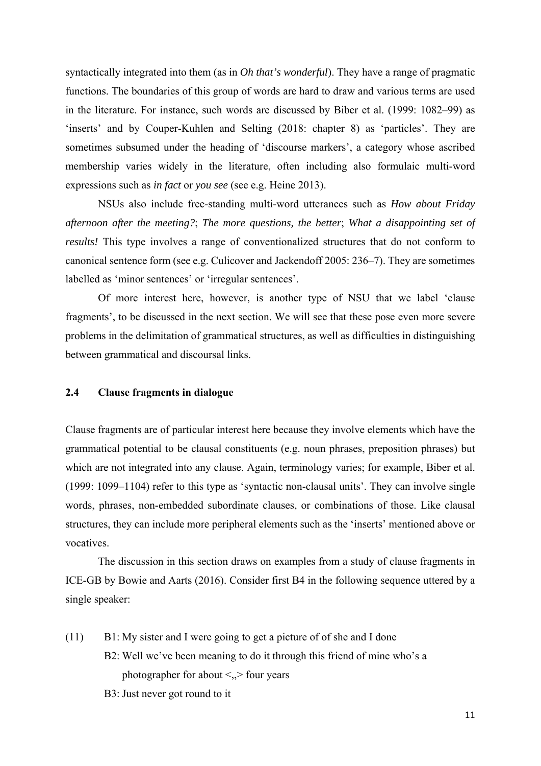syntactically integrated into them (as in *Oh that's wonderful*). They have a range of pragmatic functions. The boundaries of this group of words are hard to draw and various terms are used in the literature. For instance, such words are discussed by Biber et al. (1999: 1082–99) as 'inserts' and by Couper-Kuhlen and Selting (2018: chapter 8) as 'particles'. They are sometimes subsumed under the heading of 'discourse markers', a category whose ascribed membership varies widely in the literature, often including also formulaic multi-word expressions such as *in fact* or *you see* (see e.g. Heine 2013).

NSUs also include free-standing multi-word utterances such as *How about Friday afternoon after the meeting?*; *The more questions, the better*; *What a disappointing set of results!* This type involves a range of conventionalized structures that do not conform to canonical sentence form (see e.g. Culicover and Jackendoff 2005: 236–7). They are sometimes labelled as 'minor sentences' or 'irregular sentences'.

Of more interest here, however, is another type of NSU that we label 'clause fragments', to be discussed in the next section. We will see that these pose even more severe problems in the delimitation of grammatical structures, as well as difficulties in distinguishing between grammatical and discoursal links.

### 2.4 Clause fragments in dialogue

Clause fragments are of particular interest here because they involve elements which have the grammatical potential to be clausal constituents (e.g. noun phrases, preposition phrases) but which are not integrated into any clause. Again, terminology varies; for example, Biber et al. (1999: 1099–1104) refer to this type as 'syntactic non-clausal units'. They can involve single words, phrases, non-embedded subordinate clauses, or combinations of those. Like clausal structures, they can include more peripheral elements such as the 'inserts' mentioned above or vocatives.

The discussion in this section draws on examples from a study of clause fragments in ICE-GB by Bowie and Aarts (2016). Consider first B4 in the following sequence uttered by a single speaker:

(11) B1: My sister and I were going to get a picture of of she and I done
B2: Well we've been meaning to do it through this friend of mine who's a photographer for about <,,> four years
B3: Just never got round to it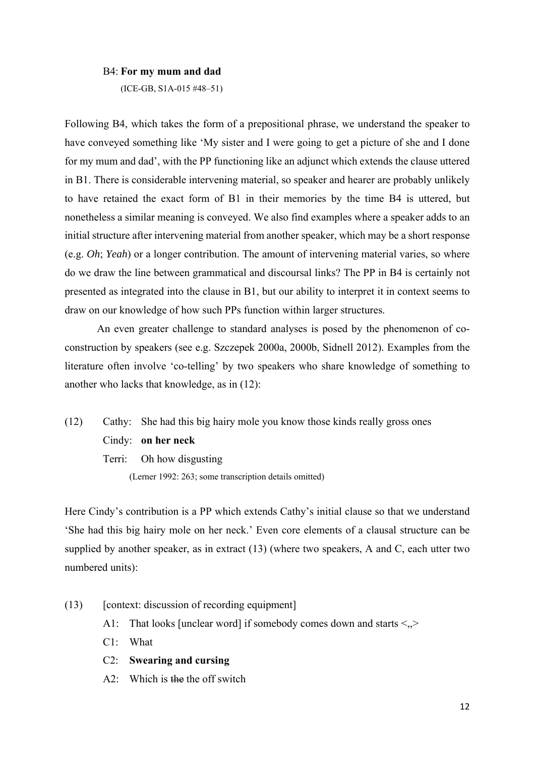B4: **For my mum and dad**

(ICE-GB, S1A-015 #48–51)

Following B4, which takes the form of a prepositional phrase, we understand the speaker to have conveyed something like 'My sister and I were going to get a picture of she and I done for my mum and dad', with the PP functioning like an adjunct which extends the clause uttered in B1. There is considerable intervening material, so speaker and hearer are probably unlikely to have retained the exact form of B1 in their memories by the time B4 is uttered, but nonetheless a similar meaning is conveyed. We also find examples where a speaker adds to an initial structure after intervening material from another speaker, which may be a short response (e.g. *Oh*; *Yeah*) or a longer contribution. The amount of intervening material varies, so where do we draw the line between grammatical and discoursal links? The PP in B4 is certainly not presented as integrated into the clause in B1, but our ability to interpret it in context seems to draw on our knowledge of how such PPs function within larger structures.

An even greater challenge to standard analyses is posed by the phenomenon of co-construction by speakers (see e.g. Szczepek 2000a, 2000b, Sidnell 2012). Examples from the literature often involve 'co-telling' by two speakers who share knowledge of something to another who lacks that knowledge, as in (12):

(12) Cathy: She had this big hairy mole you know those kinds really gross ones
Cindy: **on her neck**
Terri: Oh how disgusting
(Lerner 1992: 263; some transcription details omitted)

Here Cindy's contribution is a PP which extends Cathy's initial clause so that we understand 'She had this big hairy mole on her neck.' Even core elements of a clausal structure can be supplied by another speaker, as in extract (13) (where two speakers, A and C, each utter two numbered units):

(13) [context: discussion of recording equipment]
A1: That looks [unclear word] if somebody comes down and starts <,,>
C1: What
C2: **Swearing and cursing**
A2: Which is ~~the~~ the off switch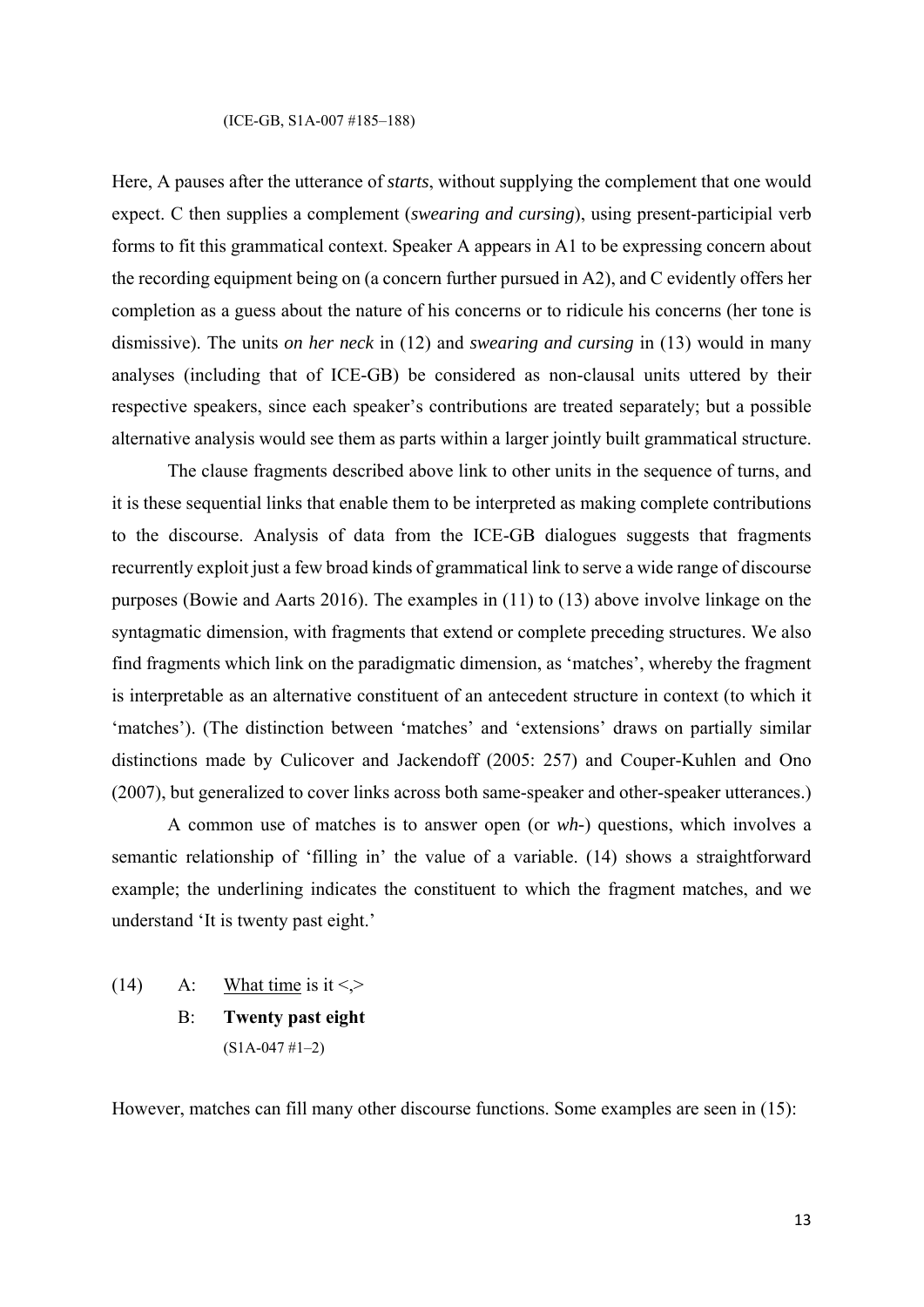(ICE-GB, S1A-007 #185–188)

Here, A pauses after the utterance of *starts*, without supplying the complement that one would expect. C then supplies a complement (*swearing and cursing*), using present-participial verb forms to fit this grammatical context. Speaker A appears in A1 to be expressing concern about the recording equipment being on (a concern further pursued in A2), and C evidently offers her completion as a guess about the nature of his concerns or to ridicule his concerns (her tone is dismissive). The units *on her neck* in (12) and *swearing and cursing* in (13) would in many analyses (including that of ICE-GB) be considered as non-clausal units uttered by their respective speakers, since each speaker's contributions are treated separately; but a possible alternative analysis would see them as parts within a larger jointly built grammatical structure.

The clause fragments described above link to other units in the sequence of turns, and it is these sequential links that enable them to be interpreted as making complete contributions to the discourse. Analysis of data from the ICE-GB dialogues suggests that fragments recurrently exploit just a few broad kinds of grammatical link to serve a wide range of discourse purposes (Bowie and Aarts 2016). The examples in (11) to (13) above involve linkage on the syntagmatic dimension, with fragments that extend or complete preceding structures. We also find fragments which link on the paradigmatic dimension, as 'matches', whereby the fragment is interpretable as an alternative constituent of an antecedent structure in context (to which it 'matches'). (The distinction between 'matches' and 'extensions' draws on partially similar distinctions made by Culicover and Jackendoff (2005: 257) and Couper-Kuhlen and Ono (2007), but generalized to cover links across both same-speaker and other-speaker utterances.)

A common use of matches is to answer open (or *wh*-) questions, which involves a semantic relationship of 'filling in' the value of a variable. (14) shows a straightforward example; the underlining indicates the constituent to which the fragment matches, and we understand 'It is twenty past eight.'

(14) A: <u>What time</u> is it <,>

B: **Twenty past eight**

(S1A-047 #1–2)

However, matches can fill many other discourse functions. Some examples are seen in (15):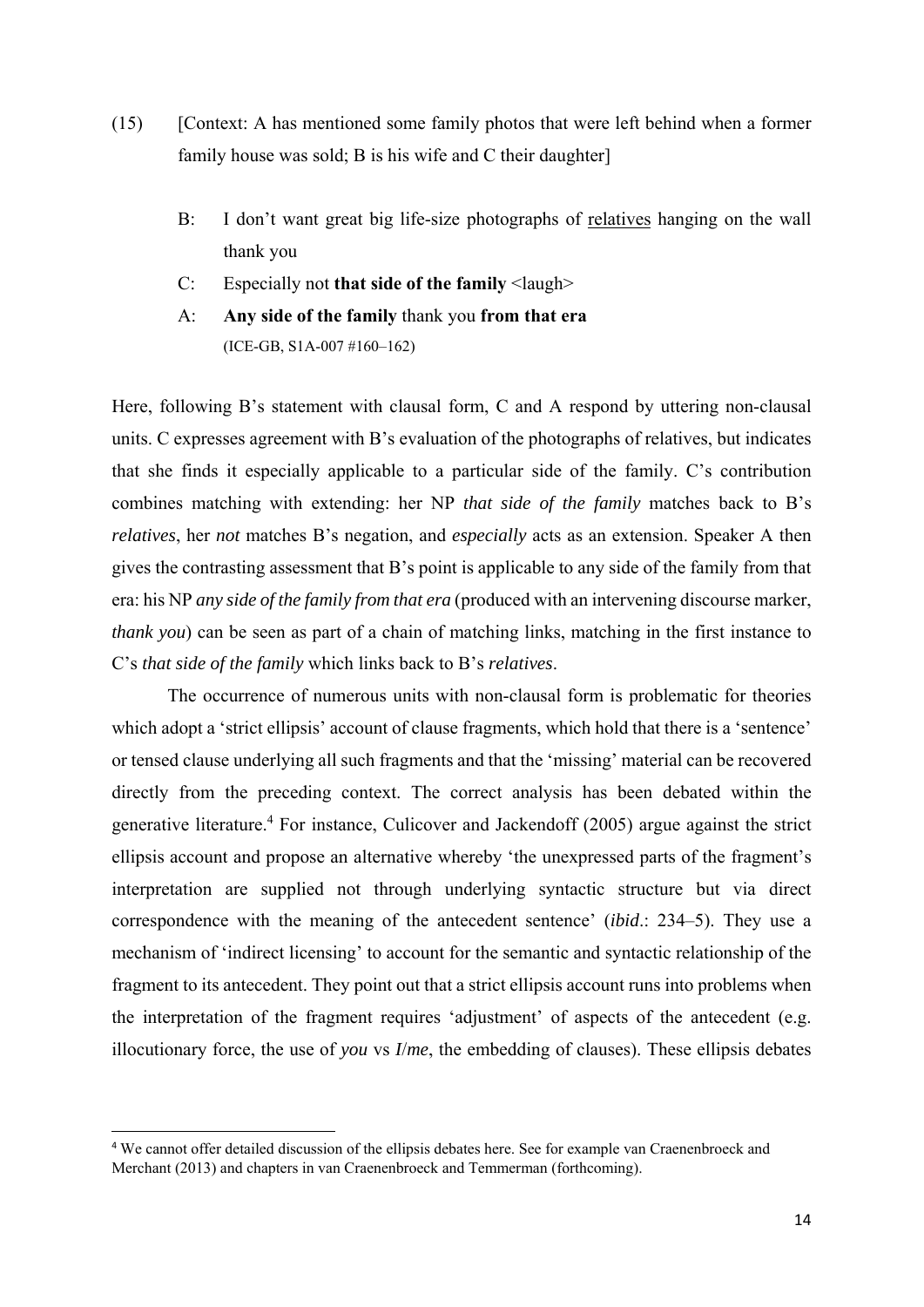(15) [Context: A has mentioned some family photos that were left behind when a former family house was sold; B is his wife and C their daughter]

B: I don't want great big life-size photographs of <u>relatives</u> hanging on the wall thank you

C: Especially not **that side of the family** <laugh>

A: **Any side of the family** thank you **from that era**
(ICE-GB, S1A-007 #160–162)

Here, following B's statement with clausal form, C and A respond by uttering non-clausal units. C expresses agreement with B's evaluation of the photographs of relatives, but indicates that she finds it especially applicable to a particular side of the family. C's contribution combines matching with extending: her NP *that side of the family* matches back to B's *relatives*, her *not* matches B's negation, and *especially* acts as an extension. Speaker A then gives the contrasting assessment that B's point is applicable to any side of the family from that era: his NP *any side of the family from that era* (produced with an intervening discourse marker, *thank you*) can be seen as part of a chain of matching links, matching in the first instance to C's *that side of the family* which links back to B's *relatives*.

The occurrence of numerous units with non-clausal form is problematic for theories which adopt a 'strict ellipsis' account of clause fragments, which hold that there is a 'sentence' or tensed clause underlying all such fragments and that the 'missing' material can be recovered directly from the preceding context. The correct analysis has been debated within the generative literature.[4] For instance, Culicover and Jackendoff (2005) argue against the strict ellipsis account and propose an alternative whereby 'the unexpressed parts of the fragment's interpretation are supplied not through underlying syntactic structure but via direct correspondence with the meaning of the antecedent sentence' (*ibid*.: 234–5). They use a mechanism of 'indirect licensing' to account for the semantic and syntactic relationship of the fragment to its antecedent. They point out that a strict ellipsis account runs into problems when the interpretation of the fragment requires 'adjustment' of aspects of the antecedent (e.g. illocutionary force, the use of *you* vs *I*/*me*, the embedding of clauses). These ellipsis debates

[4] We cannot offer detailed discussion of the ellipsis debates here. See for example van Craenenbroeck and Merchant (2013) and chapters in van Craenenbroeck and Temmerman (forthcoming).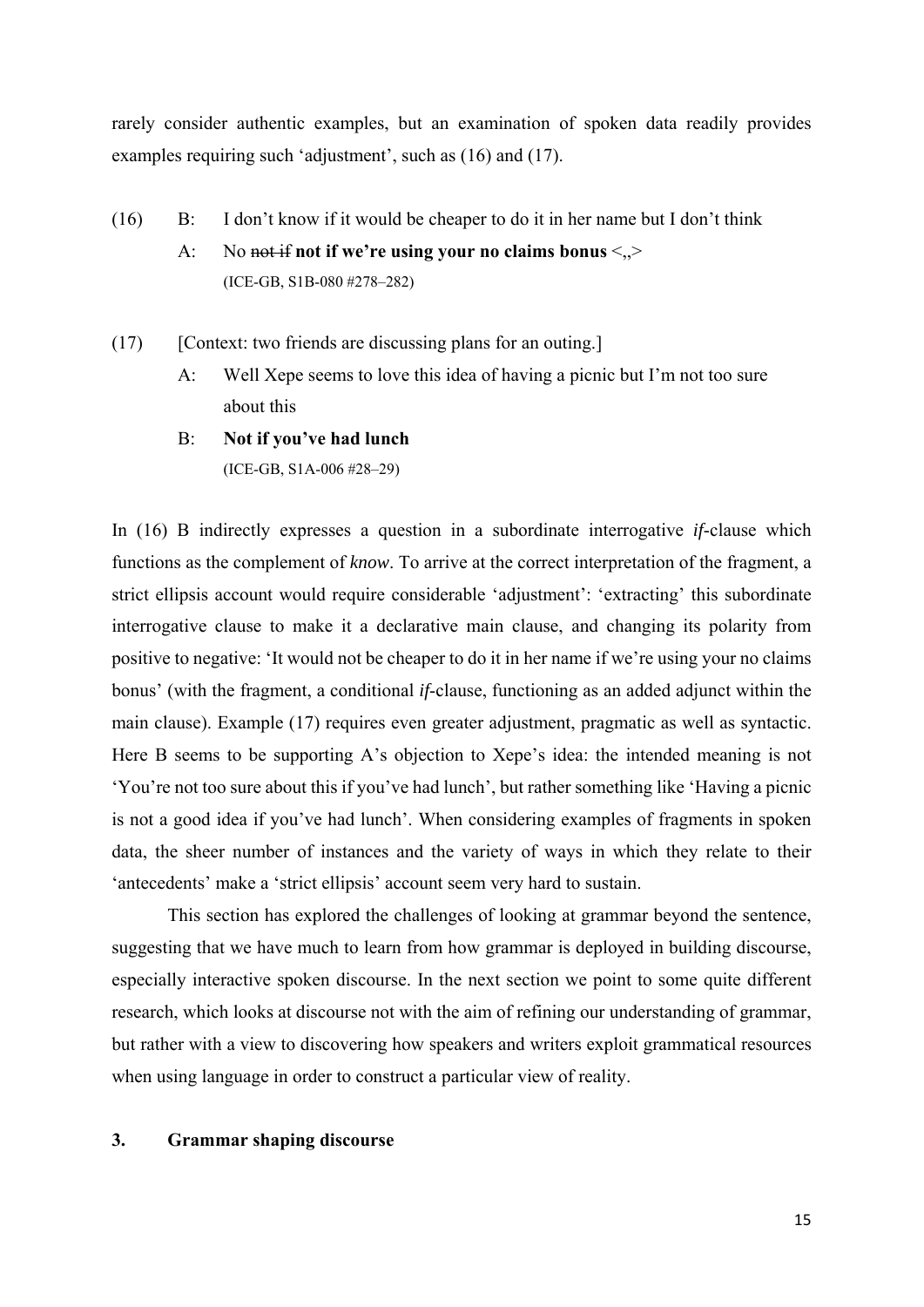rarely consider authentic examples, but an examination of spoken data readily provides examples requiring such 'adjustment', such as (16) and (17).

(16) B: I don't know if it would be cheaper to do it in her name but I don't think

A: No ~~not if~~ **not if we're using your no claims bonus** <,,>

(ICE-GB, S1B-080 #278–282)

(17) [Context: two friends are discussing plans for an outing.]

A: Well Xepe seems to love this idea of having a picnic but I'm not too sure about this

B: **Not if you've had lunch**

(ICE-GB, S1A-006 #28–29)

In (16) B indirectly expresses a question in a subordinate interrogative *if*-clause which functions as the complement of *know*. To arrive at the correct interpretation of the fragment, a strict ellipsis account would require considerable 'adjustment': 'extracting' this subordinate interrogative clause to make it a declarative main clause, and changing its polarity from positive to negative: 'It would not be cheaper to do it in her name if we're using your no claims bonus' (with the fragment, a conditional *if*-clause, functioning as an added adjunct within the main clause). Example (17) requires even greater adjustment, pragmatic as well as syntactic. Here B seems to be supporting A's objection to Xepe's idea: the intended meaning is not 'You're not too sure about this if you've had lunch', but rather something like 'Having a picnic is not a good idea if you've had lunch'. When considering examples of fragments in spoken data, the sheer number of instances and the variety of ways in which they relate to their 'antecedents' make a 'strict ellipsis' account seem very hard to sustain.

This section has explored the challenges of looking at grammar beyond the sentence, suggesting that we have much to learn from how grammar is deployed in building discourse, especially interactive spoken discourse. In the next section we point to some quite different research, which looks at discourse not with the aim of refining our understanding of grammar, but rather with a view to discovering how speakers and writers exploit grammatical resources when using language in order to construct a particular view of reality.

## 3. Grammar shaping discourse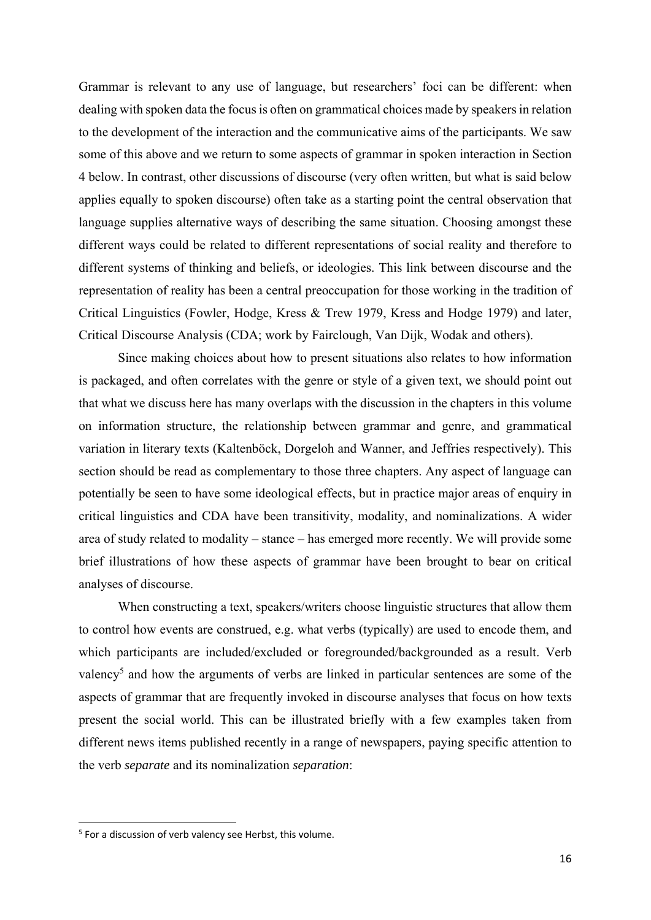Grammar is relevant to any use of language, but researchers' foci can be different: when dealing with spoken data the focus is often on grammatical choices made by speakers in relation to the development of the interaction and the communicative aims of the participants. We saw some of this above and we return to some aspects of grammar in spoken interaction in Section 4 below. In contrast, other discussions of discourse (very often written, but what is said below applies equally to spoken discourse) often take as a starting point the central observation that language supplies alternative ways of describing the same situation. Choosing amongst these different ways could be related to different representations of social reality and therefore to different systems of thinking and beliefs, or ideologies. This link between discourse and the representation of reality has been a central preoccupation for those working in the tradition of Critical Linguistics (Fowler, Hodge, Kress & Trew 1979, Kress and Hodge 1979) and later, Critical Discourse Analysis (CDA; work by Fairclough, Van Dijk, Wodak and others).

Since making choices about how to present situations also relates to how information is packaged, and often correlates with the genre or style of a given text, we should point out that what we discuss here has many overlaps with the discussion in the chapters in this volume on information structure, the relationship between grammar and genre, and grammatical variation in literary texts (Kaltenböck, Dorgeloh and Wanner, and Jeffries respectively). This section should be read as complementary to those three chapters. Any aspect of language can potentially be seen to have some ideological effects, but in practice major areas of enquiry in critical linguistics and CDA have been transitivity, modality, and nominalizations. A wider area of study related to modality – stance – has emerged more recently. We will provide some brief illustrations of how these aspects of grammar have been brought to bear on critical analyses of discourse.

When constructing a text, speakers/writers choose linguistic structures that allow them to control how events are construed, e.g. what verbs (typically) are used to encode them, and which participants are included/excluded or foregrounded/backgrounded as a result. Verb valency[5] and how the arguments of verbs are linked in particular sentences are some of the aspects of grammar that are frequently invoked in discourse analyses that focus on how texts present the social world. This can be illustrated briefly with a few examples taken from different news items published recently in a range of newspapers, paying specific attention to the verb *separate* and its nominalization *separation*:

[5] For a discussion of verb valency see Herbst, this volume.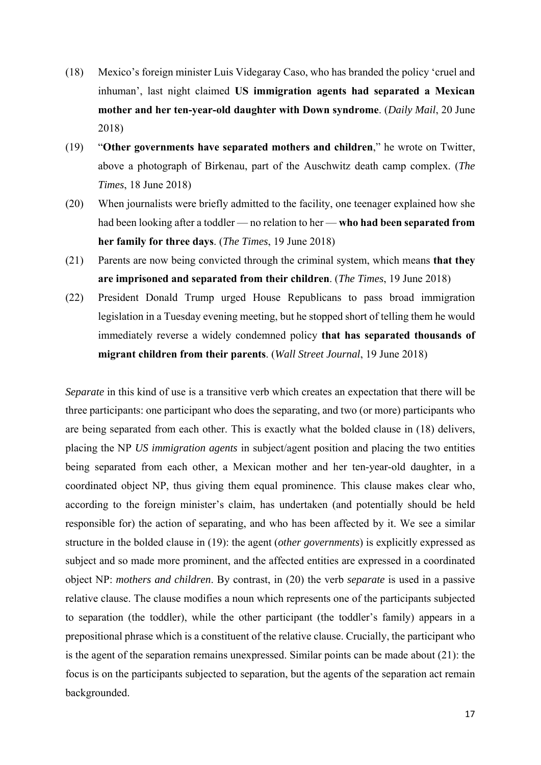(18) Mexico's foreign minister Luis Videgaray Caso, who has branded the policy 'cruel and inhuman', last night claimed **US immigration agents had separated a Mexican mother and her ten-year-old daughter with Down syndrome**. (*Daily Mail*, 20 June 2018)

(19) "**Other governments have separated mothers and children**," he wrote on Twitter, above a photograph of Birkenau, part of the Auschwitz death camp complex. (*The Times*, 18 June 2018)

(20) When journalists were briefly admitted to the facility, one teenager explained how she had been looking after a toddler — no relation to her — **who had been separated from her family for three days**. (*The Times*, 19 June 2018)

(21) Parents are now being convicted through the criminal system, which means **that they are imprisoned and separated from their children**. (*The Times*, 19 June 2018)

(22) President Donald Trump urged House Republicans to pass broad immigration legislation in a Tuesday evening meeting, but he stopped short of telling them he would immediately reverse a widely condemned policy **that has separated thousands of migrant children from their parents**. (*Wall Street Journal*, 19 June 2018)

*Separate* in this kind of use is a transitive verb which creates an expectation that there will be three participants: one participant who does the separating, and two (or more) participants who are being separated from each other. This is exactly what the bolded clause in (18) delivers, placing the NP *US immigration agents* in subject/agent position and placing the two entities being separated from each other, a Mexican mother and her ten-year-old daughter, in a coordinated object NP, thus giving them equal prominence. This clause makes clear who, according to the foreign minister's claim, has undertaken (and potentially should be held responsible for) the action of separating, and who has been affected by it. We see a similar structure in the bolded clause in (19): the agent (*other governments*) is explicitly expressed as subject and so made more prominent, and the affected entities are expressed in a coordinated object NP: *mothers and children*. By contrast, in (20) the verb *separate* is used in a passive relative clause. The clause modifies a noun which represents one of the participants subjected to separation (the toddler), while the other participant (the toddler's family) appears in a prepositional phrase which is a constituent of the relative clause. Crucially, the participant who is the agent of the separation remains unexpressed. Similar points can be made about (21): the focus is on the participants subjected to separation, but the agents of the separation act remain backgrounded.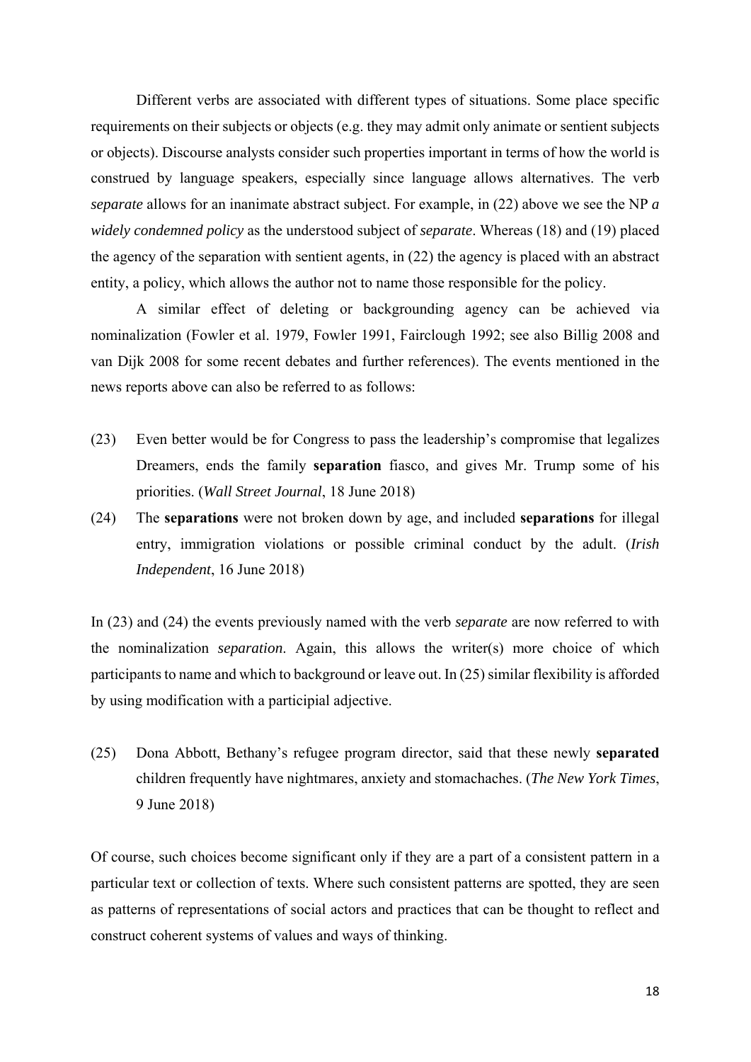Different verbs are associated with different types of situations. Some place specific requirements on their subjects or objects (e.g. they may admit only animate or sentient subjects or objects). Discourse analysts consider such properties important in terms of how the world is construed by language speakers, especially since language allows alternatives. The verb *separate* allows for an inanimate abstract subject. For example, in (22) above we see the NP *a widely condemned policy* as the understood subject of *separate*. Whereas (18) and (19) placed the agency of the separation with sentient agents, in (22) the agency is placed with an abstract entity, a policy, which allows the author not to name those responsible for the policy.

A similar effect of deleting or backgrounding agency can be achieved via nominalization (Fowler et al. 1979, Fowler 1991, Fairclough 1992; see also Billig 2008 and van Dijk 2008 for some recent debates and further references). The events mentioned in the news reports above can also be referred to as follows:

(23) Even better would be for Congress to pass the leadership's compromise that legalizes Dreamers, ends the family **separation** fiasco, and gives Mr. Trump some of his priorities. (*Wall Street Journal*, 18 June 2018)

(24) The **separations** were not broken down by age, and included **separations** for illegal entry, immigration violations or possible criminal conduct by the adult. (*Irish Independent*, 16 June 2018)

In (23) and (24) the events previously named with the verb *separate* are now referred to with the nominalization *separation*. Again, this allows the writer(s) more choice of which participants to name and which to background or leave out. In (25) similar flexibility is afforded by using modification with a participial adjective.

(25) Dona Abbott, Bethany's refugee program director, said that these newly **separated** children frequently have nightmares, anxiety and stomachaches. (*The New York Times*, 9 June 2018)

Of course, such choices become significant only if they are a part of a consistent pattern in a particular text or collection of texts. Where such consistent patterns are spotted, they are seen as patterns of representations of social actors and practices that can be thought to reflect and construct coherent systems of values and ways of thinking.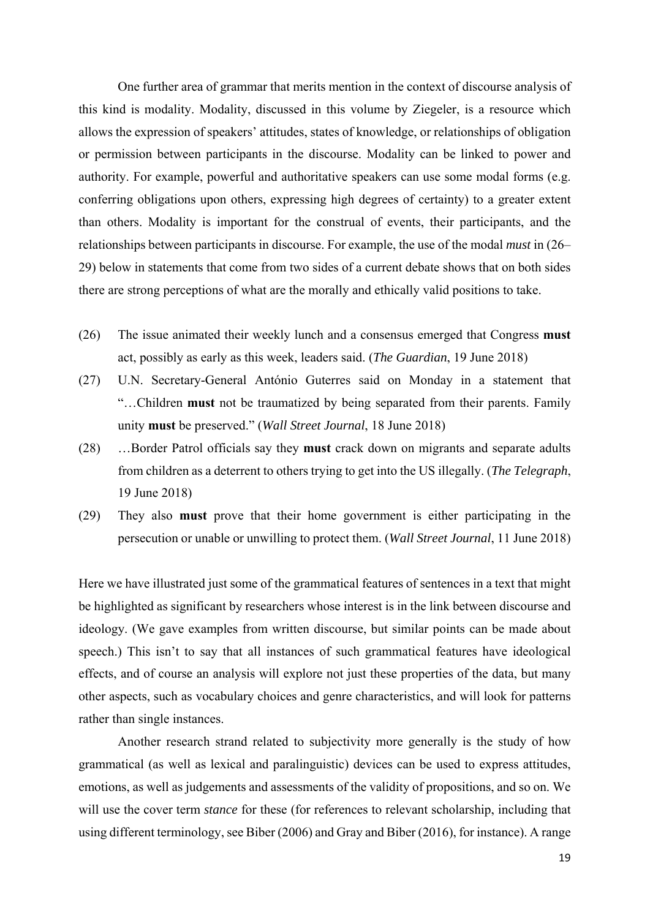One further area of grammar that merits mention in the context of discourse analysis of this kind is modality. Modality, discussed in this volume by Ziegeler, is a resource which allows the expression of speakers' attitudes, states of knowledge, or relationships of obligation or permission between participants in the discourse. Modality can be linked to power and authority. For example, powerful and authoritative speakers can use some modal forms (e.g. conferring obligations upon others, expressing high degrees of certainty) to a greater extent than others. Modality is important for the construal of events, their participants, and the relationships between participants in discourse. For example, the use of the modal *must* in (26–29) below in statements that come from two sides of a current debate shows that on both sides there are strong perceptions of what are the morally and ethically valid positions to take.

(26) The issue animated their weekly lunch and a consensus emerged that Congress **must** act, possibly as early as this week, leaders said. (*The Guardian*, 19 June 2018)

(27) U.N. Secretary-General António Guterres said on Monday in a statement that "…Children **must** not be traumatized by being separated from their parents. Family unity **must** be preserved." (*Wall Street Journal*, 18 June 2018)

(28) …Border Patrol officials say they **must** crack down on migrants and separate adults from children as a deterrent to others trying to get into the US illegally. (*The Telegraph*, 19 June 2018)

(29) They also **must** prove that their home government is either participating in the persecution or unable or unwilling to protect them. (*Wall Street Journal*, 11 June 2018)

Here we have illustrated just some of the grammatical features of sentences in a text that might be highlighted as significant by researchers whose interest is in the link between discourse and ideology. (We gave examples from written discourse, but similar points can be made about speech.) This isn't to say that all instances of such grammatical features have ideological effects, and of course an analysis will explore not just these properties of the data, but many other aspects, such as vocabulary choices and genre characteristics, and will look for patterns rather than single instances.

Another research strand related to subjectivity more generally is the study of how grammatical (as well as lexical and paralinguistic) devices can be used to express attitudes, emotions, as well as judgements and assessments of the validity of propositions, and so on. We will use the cover term *stance* for these (for references to relevant scholarship, including that using different terminology, see Biber (2006) and Gray and Biber (2016), for instance). A range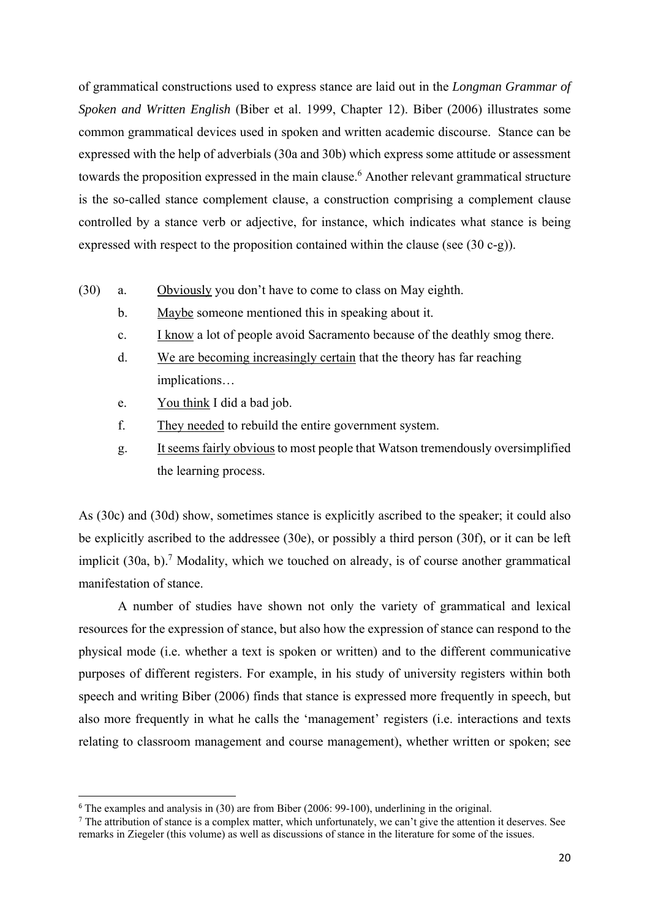of grammatical constructions used to express stance are laid out in the *Longman Grammar of Spoken and Written English* (Biber et al. 1999, Chapter 12). Biber (2006) illustrates some common grammatical devices used in spoken and written academic discourse. Stance can be expressed with the help of adverbials (30a and 30b) which express some attitude or assessment towards the proposition expressed in the main clause.[6] Another relevant grammatical structure is the so-called stance complement clause, a construction comprising a complement clause controlled by a stance verb or adjective, for instance, which indicates what stance is being expressed with respect to the proposition contained within the clause (see (30 c-g)).

(30)
a. <u>Obviously</u> you don't have to come to class on May eighth.
b. <u>Maybe</u> someone mentioned this in speaking about it.
c. <u>I know</u> a lot of people avoid Sacramento because of the deathly smog there.
d. <u>We are becoming increasingly certain</u> that the theory has far reaching implications…
e. <u>You think</u> I did a bad job.
f. <u>They needed</u> to rebuild the entire government system.
g. <u>It seems fairly obvious</u> to most people that Watson tremendously oversimplified the learning process.

As (30c) and (30d) show, sometimes stance is explicitly ascribed to the speaker; it could also be explicitly ascribed to the addressee (30e), or possibly a third person (30f), or it can be left implicit (30a, b).[7] Modality, which we touched on already, is of course another grammatical manifestation of stance.

A number of studies have shown not only the variety of grammatical and lexical resources for the expression of stance, but also how the expression of stance can respond to the physical mode (i.e. whether a text is spoken or written) and to the different communicative purposes of different registers. For example, in his study of university registers within both speech and writing Biber (2006) finds that stance is expressed more frequently in speech, but also more frequently in what he calls the 'management' registers (i.e. interactions and texts relating to classroom management and course management), whether written or spoken; see

---

[6] The examples and analysis in (30) are from Biber (2006: 99-100), underlining in the original.

[7] The attribution of stance is a complex matter, which unfortunately, we can't give the attention it deserves. See remarks in Ziegeler (this volume) as well as discussions of stance in the literature for some of the issues.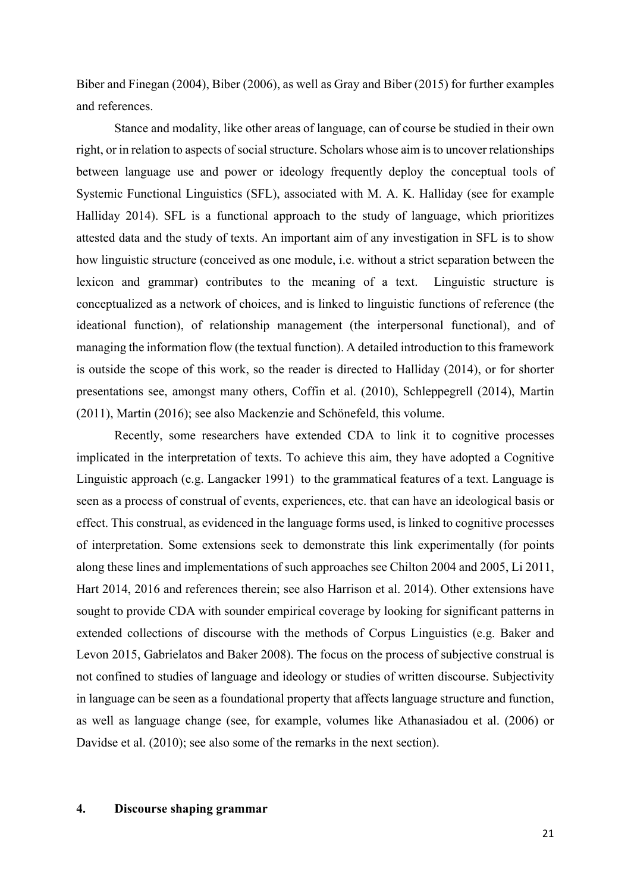Biber and Finegan (2004), Biber (2006), as well as Gray and Biber (2015) for further examples and references.

Stance and modality, like other areas of language, can of course be studied in their own right, or in relation to aspects of social structure. Scholars whose aim is to uncover relationships between language use and power or ideology frequently deploy the conceptual tools of Systemic Functional Linguistics (SFL), associated with M. A. K. Halliday (see for example Halliday 2014). SFL is a functional approach to the study of language, which prioritizes attested data and the study of texts. An important aim of any investigation in SFL is to show how linguistic structure (conceived as one module, i.e. without a strict separation between the lexicon and grammar) contributes to the meaning of a text. Linguistic structure is conceptualized as a network of choices, and is linked to linguistic functions of reference (the ideational function), of relationship management (the interpersonal functional), and of managing the information flow (the textual function). A detailed introduction to this framework is outside the scope of this work, so the reader is directed to Halliday (2014), or for shorter presentations see, amongst many others, Coffin et al. (2010), Schleppegrell (2014), Martin (2011), Martin (2016); see also Mackenzie and Schönefeld, this volume.

Recently, some researchers have extended CDA to link it to cognitive processes implicated in the interpretation of texts. To achieve this aim, they have adopted a Cognitive Linguistic approach (e.g. Langacker 1991) to the grammatical features of a text. Language is seen as a process of construal of events, experiences, etc. that can have an ideological basis or effect. This construal, as evidenced in the language forms used, is linked to cognitive processes of interpretation. Some extensions seek to demonstrate this link experimentally (for points along these lines and implementations of such approaches see Chilton 2004 and 2005, Li 2011, Hart 2014, 2016 and references therein; see also Harrison et al. 2014). Other extensions have sought to provide CDA with sounder empirical coverage by looking for significant patterns in extended collections of discourse with the methods of Corpus Linguistics (e.g. Baker and Levon 2015, Gabrielatos and Baker 2008). The focus on the process of subjective construal is not confined to studies of language and ideology or studies of written discourse. Subjectivity in language can be seen as a foundational property that affects language structure and function, as well as language change (see, for example, volumes like Athanasiadou et al. (2006) or Davidse et al. (2010); see also some of the remarks in the next section).

## 4. Discourse shaping grammar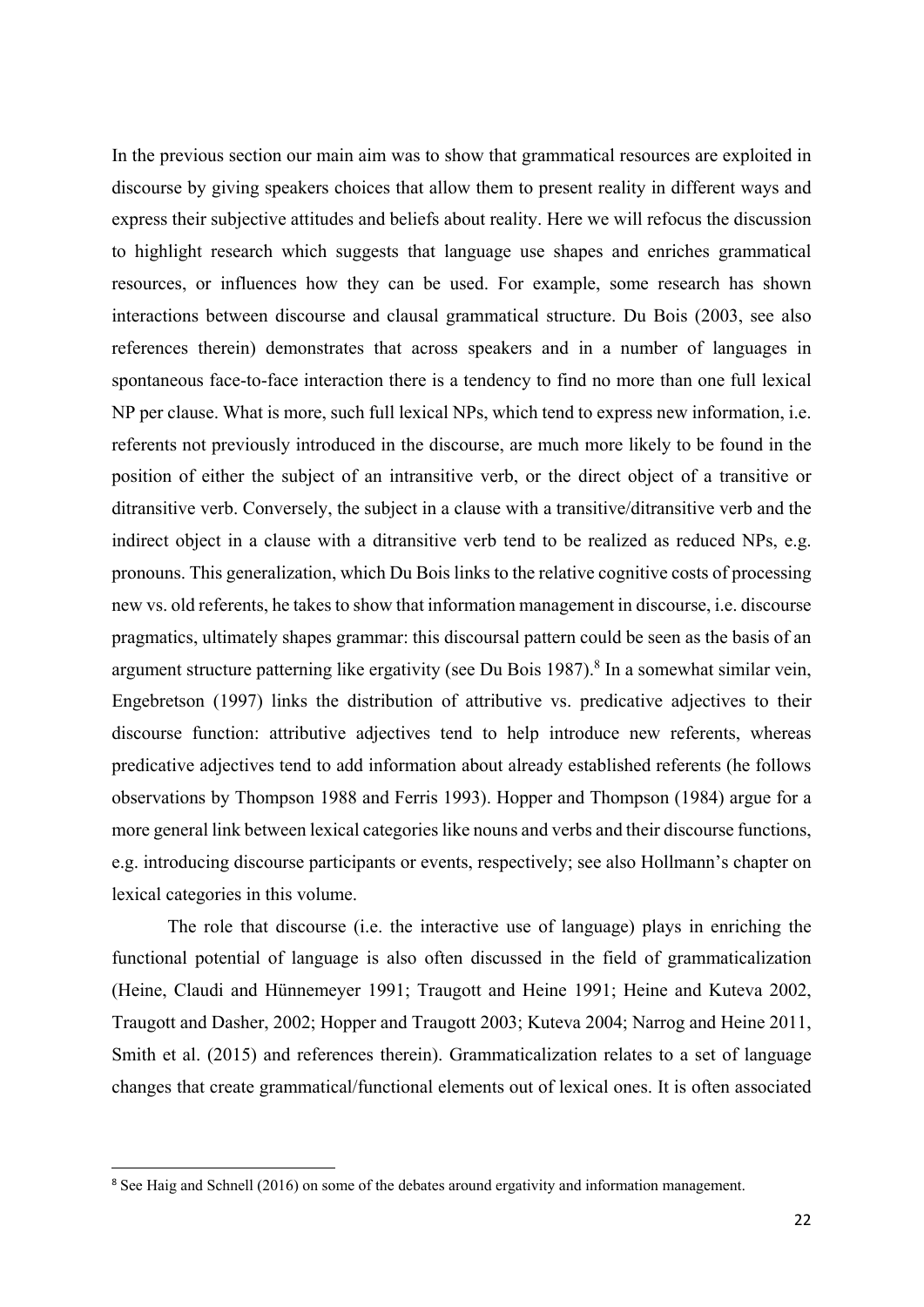In the previous section our main aim was to show that grammatical resources are exploited in discourse by giving speakers choices that allow them to present reality in different ways and express their subjective attitudes and beliefs about reality. Here we will refocus the discussion to highlight research which suggests that language use shapes and enriches grammatical resources, or influences how they can be used. For example, some research has shown interactions between discourse and clausal grammatical structure. Du Bois (2003, see also references therein) demonstrates that across speakers and in a number of languages in spontaneous face-to-face interaction there is a tendency to find no more than one full lexical NP per clause. What is more, such full lexical NPs, which tend to express new information, i.e. referents not previously introduced in the discourse, are much more likely to be found in the position of either the subject of an intransitive verb, or the direct object of a transitive or ditransitive verb. Conversely, the subject in a clause with a transitive/ditransitive verb and the indirect object in a clause with a ditransitive verb tend to be realized as reduced NPs, e.g. pronouns. This generalization, which Du Bois links to the relative cognitive costs of processing new vs. old referents, he takes to show that information management in discourse, i.e. discourse pragmatics, ultimately shapes grammar: this discoursal pattern could be seen as the basis of an argument structure patterning like ergativity (see Du Bois 1987).[8] In a somewhat similar vein, Engebretson (1997) links the distribution of attributive vs. predicative adjectives to their discourse function: attributive adjectives tend to help introduce new referents, whereas predicative adjectives tend to add information about already established referents (he follows observations by Thompson 1988 and Ferris 1993). Hopper and Thompson (1984) argue for a more general link between lexical categories like nouns and verbs and their discourse functions, e.g. introducing discourse participants or events, respectively; see also Hollmann's chapter on lexical categories in this volume.

The role that discourse (i.e. the interactive use of language) plays in enriching the functional potential of language is also often discussed in the field of grammaticalization (Heine, Claudi and Hünnemeyer 1991; Traugott and Heine 1991; Heine and Kuteva 2002, Traugott and Dasher, 2002; Hopper and Traugott 2003; Kuteva 2004; Narrog and Heine 2011, Smith et al. (2015) and references therein). Grammaticalization relates to a set of language changes that create grammatical/functional elements out of lexical ones. It is often associated

[8] See Haig and Schnell (2016) on some of the debates around ergativity and information management.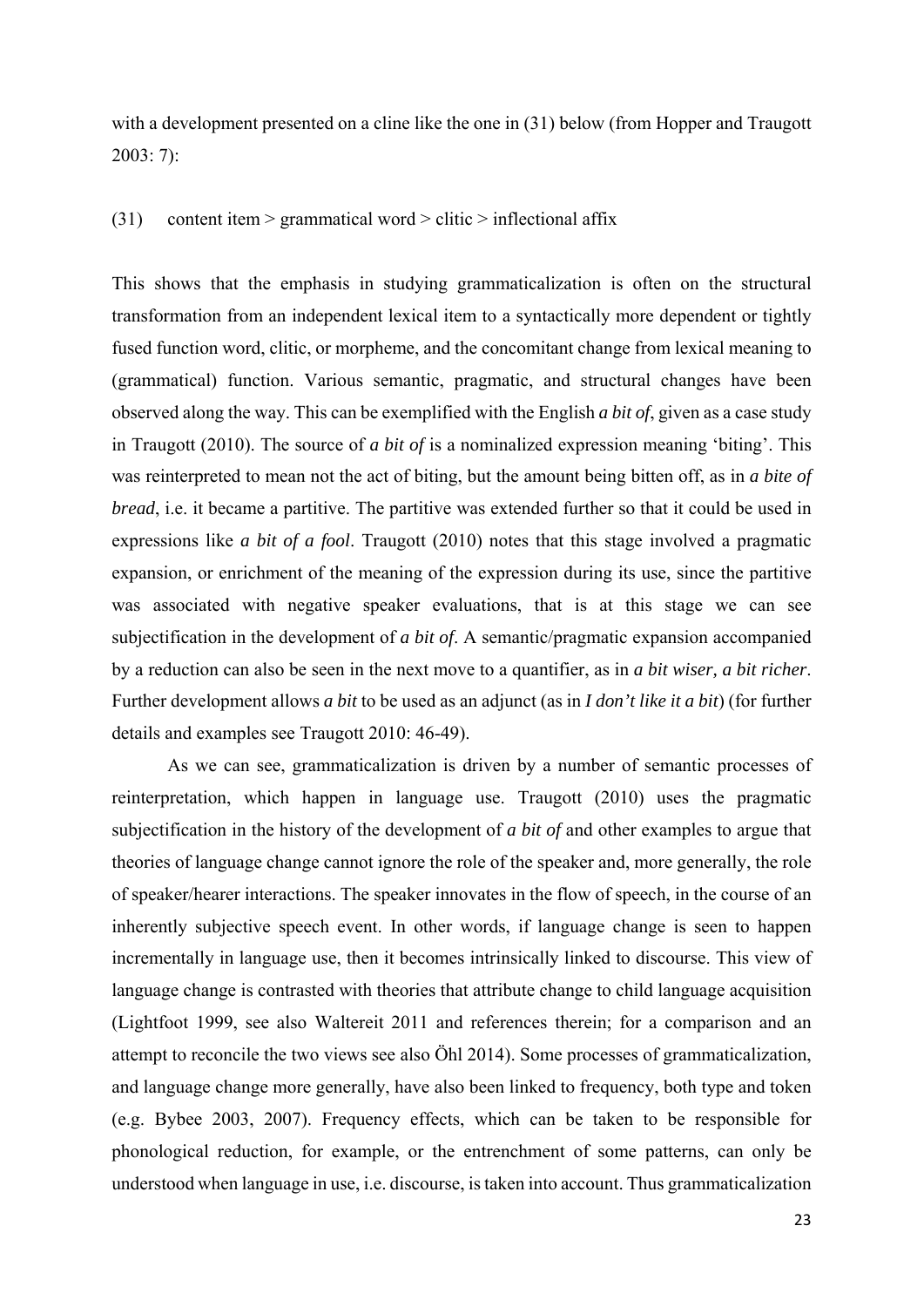with a development presented on a cline like the one in (31) below (from Hopper and Traugott 2003: 7):

(31) content item > grammatical word > clitic > inflectional affix

This shows that the emphasis in studying grammaticalization is often on the structural transformation from an independent lexical item to a syntactically more dependent or tightly fused function word, clitic, or morpheme, and the concomitant change from lexical meaning to (grammatical) function. Various semantic, pragmatic, and structural changes have been observed along the way. This can be exemplified with the English *a bit of*, given as a case study in Traugott (2010). The source of *a bit of* is a nominalized expression meaning 'biting'. This was reinterpreted to mean not the act of biting, but the amount being bitten off, as in *a bite of bread*, i.e. it became a partitive. The partitive was extended further so that it could be used in expressions like *a bit of a fool*. Traugott (2010) notes that this stage involved a pragmatic expansion, or enrichment of the meaning of the expression during its use, since the partitive was associated with negative speaker evaluations, that is at this stage we can see subjectification in the development of *a bit of*. A semantic/pragmatic expansion accompanied by a reduction can also be seen in the next move to a quantifier, as in *a bit wiser, a bit richer*. Further development allows *a bit* to be used as an adjunct (as in *I don't like it a bit*) (for further details and examples see Traugott 2010: 46-49).

As we can see, grammaticalization is driven by a number of semantic processes of reinterpretation, which happen in language use. Traugott (2010) uses the pragmatic subjectification in the history of the development of *a bit of* and other examples to argue that theories of language change cannot ignore the role of the speaker and, more generally, the role of speaker/hearer interactions. The speaker innovates in the flow of speech, in the course of an inherently subjective speech event. In other words, if language change is seen to happen incrementally in language use, then it becomes intrinsically linked to discourse. This view of language change is contrasted with theories that attribute change to child language acquisition (Lightfoot 1999, see also Waltereit 2011 and references therein; for a comparison and an attempt to reconcile the two views see also Öhl 2014). Some processes of grammaticalization, and language change more generally, have also been linked to frequency, both type and token (e.g. Bybee 2003, 2007). Frequency effects, which can be taken to be responsible for phonological reduction, for example, or the entrenchment of some patterns, can only be understood when language in use, i.e. discourse, is taken into account. Thus grammaticalization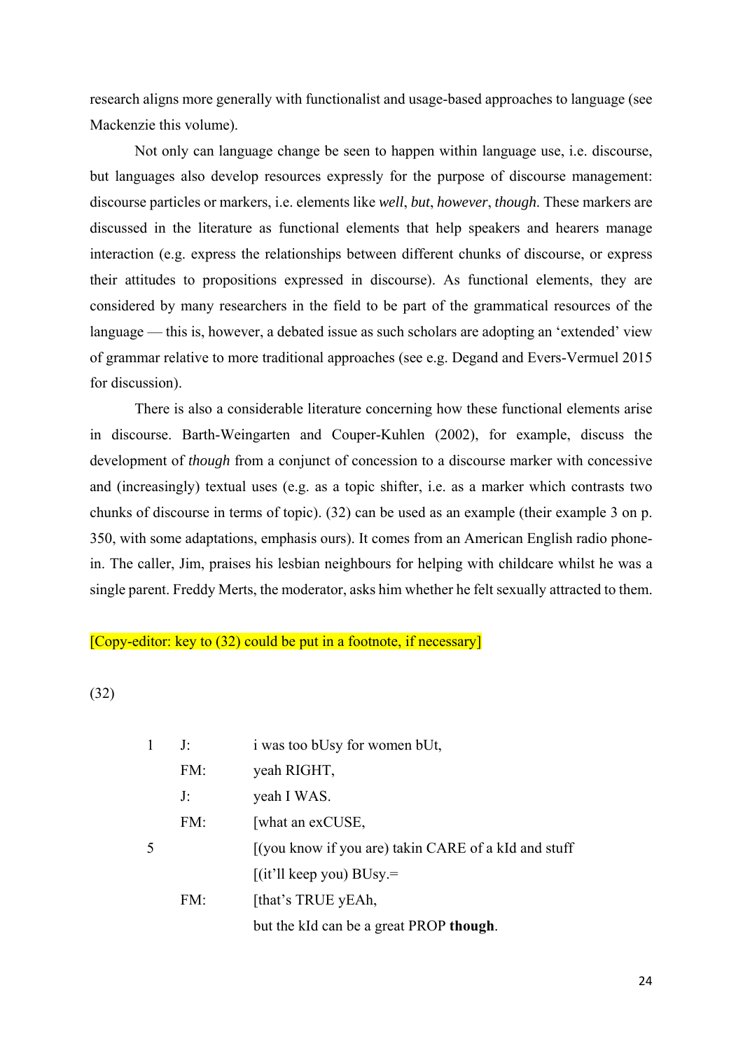research aligns more generally with functionalist and usage-based approaches to language (see Mackenzie this volume).

Not only can language change be seen to happen within language use, i.e. discourse, but languages also develop resources expressly for the purpose of discourse management: discourse particles or markers, i.e. elements like *well*, *but*, *however*, *though*. These markers are discussed in the literature as functional elements that help speakers and hearers manage interaction (e.g. express the relationships between different chunks of discourse, or express their attitudes to propositions expressed in discourse). As functional elements, they are considered by many researchers in the field to be part of the grammatical resources of the language — this is, however, a debated issue as such scholars are adopting an 'extended' view of grammar relative to more traditional approaches (see e.g. Degand and Evers-Vermuel 2015 for discussion).

There is also a considerable literature concerning how these functional elements arise in discourse. Barth-Weingarten and Couper-Kuhlen (2002), for example, discuss the development of *though* from a conjunct of concession to a discourse marker with concessive and (increasingly) textual uses (e.g. as a topic shifter, i.e. as a marker which contrasts two chunks of discourse in terms of topic). (32) can be used as an example (their example 3 on p. 350, with some adaptations, emphasis ours). It comes from an American English radio phone-in. The caller, Jim, praises his lesbian neighbours for helping with childcare whilst he was a single parent. Freddy Merts, the moderator, asks him whether he felt sexually attracted to them.

[Copy-editor: key to (32) could be put in a footnote, if necessary]

(32)

| | | |
|---|---|---|
| 1 | J: | i was too bUsy for women bUt, |
| | FM: | yeah RIGHT, |
| | J: | yeah I WAS. |
| | FM: | [what an exCUSE, |
| 5 | | [(you know if you are) takin CARE of a kId and stuff |
| | | [(it'll keep you) BUsy.= |
| | FM: | [that's TRUE yEAh, |
| | | but the kId can be a great PROP **though**. |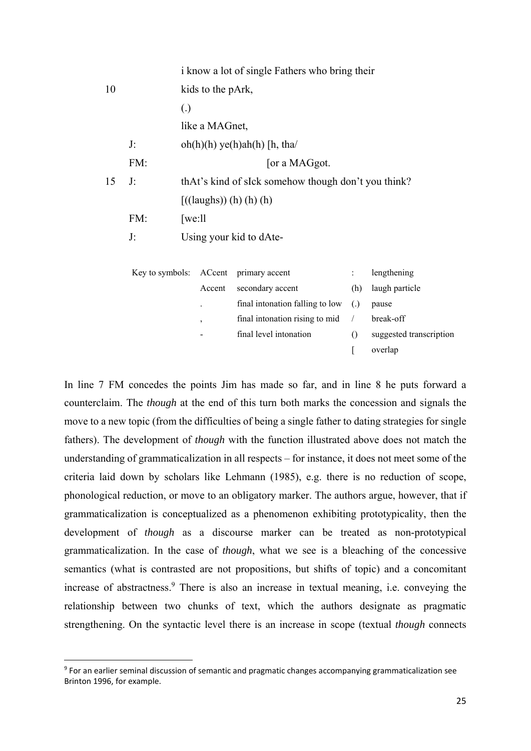```
                i know a lot of single Fathers who bring their
10              kids to the pArk,
                (.)
                like a MAGnet,
        J:      oh(h)(h) ye(h)ah(h) [h, tha/
        FM:                         [or a MAGgot.
15      J:      thAt's kind of sIck somehow though don't you think?
                [((laughs)) (h) (h) (h)
        FM:     [we:ll
        J:      Using your kid to dAte-
```

| Key to symbols: | ACcent | primary accent | : | lengthening |
|---|---|---|---|---|
| | Accent | secondary accent | (h) | laugh particle |
| | . | final intonation falling to low | (.) | pause |
| | , | final intonation rising to mid | / | break-off |
| | - | final level intonation | () | suggested transcription |
| | | | [ | overlap |

In line 7 FM concedes the points Jim has made so far, and in line 8 he puts forward a counterclaim. The *though* at the end of this turn both marks the concession and signals the move to a new topic (from the difficulties of being a single father to dating strategies for single fathers). The development of *though* with the function illustrated above does not match the understanding of grammaticalization in all respects – for instance, it does not meet some of the criteria laid down by scholars like Lehmann (1985), e.g. there is no reduction of scope, phonological reduction, or move to an obligatory marker. The authors argue, however, that if grammaticalization is conceptualized as a phenomenon exhibiting prototypicality, then the development of *though* as a discourse marker can be treated as non-prototypical grammaticalization. In the case of *though*, what we see is a bleaching of the concessive semantics (what is contrasted are not propositions, but shifts of topic) and a concomitant increase of abstractness.[9] There is also an increase in textual meaning, i.e. conveying the relationship between two chunks of text, which the authors designate as pragmatic strengthening. On the syntactic level there is an increase in scope (textual *though* connects

[9] For an earlier seminal discussion of semantic and pragmatic changes accompanying grammaticalization see Brinton 1996, for example.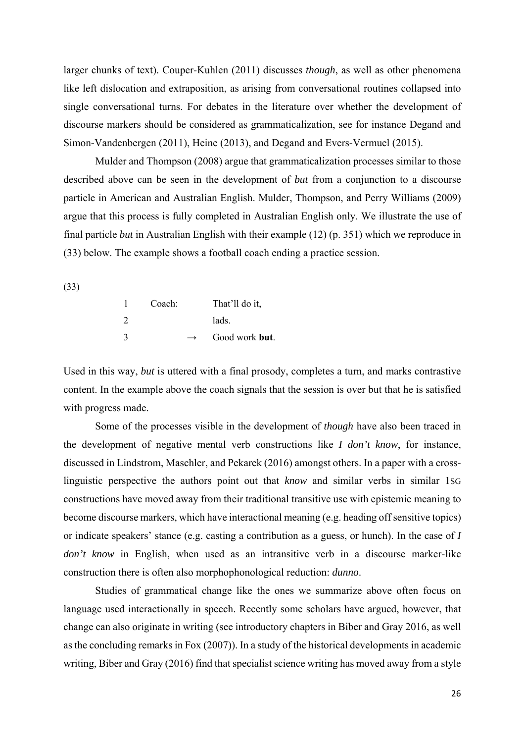larger chunks of text). Couper-Kuhlen (2011) discusses *though*, as well as other phenomena like left dislocation and extraposition, as arising from conversational routines collapsed into single conversational turns. For debates in the literature over whether the development of discourse markers should be considered as grammaticalization, see for instance Degand and Simon-Vandenbergen (2011), Heine (2013), and Degand and Evers-Vermuel (2015).

Mulder and Thompson (2008) argue that grammaticalization processes similar to those described above can be seen in the development of *but* from a conjunction to a discourse particle in American and Australian English. Mulder, Thompson, and Perry Williams (2009) argue that this process is fully completed in Australian English only. We illustrate the use of final particle *but* in Australian English with their example (12) (p. 351) which we reproduce in (33) below. The example shows a football coach ending a practice session.

(33)

| | | | |
|---|---|---|---|
| 1 | Coach: | | That'll do it, |
| 2 | | | lads. |
| 3 | | → | Good work **but**. |

Used in this way, *but* is uttered with a final prosody, completes a turn, and marks contrastive content. In the example above the coach signals that the session is over but that he is satisfied with progress made.

Some of the processes visible in the development of *though* have also been traced in the development of negative mental verb constructions like *I don't know*, for instance, discussed in Lindstrom, Maschler, and Pekarek (2016) amongst others. In a paper with a cross-linguistic perspective the authors point out that *know* and similar verbs in similar 1SG constructions have moved away from their traditional transitive use with epistemic meaning to become discourse markers, which have interactional meaning (e.g. heading off sensitive topics) or indicate speakers' stance (e.g. casting a contribution as a guess, or hunch). In the case of *I don't know* in English, when used as an intransitive verb in a discourse marker-like construction there is often also morphophonological reduction: *dunno*.

Studies of grammatical change like the ones we summarize above often focus on language used interactionally in speech. Recently some scholars have argued, however, that change can also originate in writing (see introductory chapters in Biber and Gray 2016, as well as the concluding remarks in Fox (2007)). In a study of the historical developments in academic writing, Biber and Gray (2016) find that specialist science writing has moved away from a style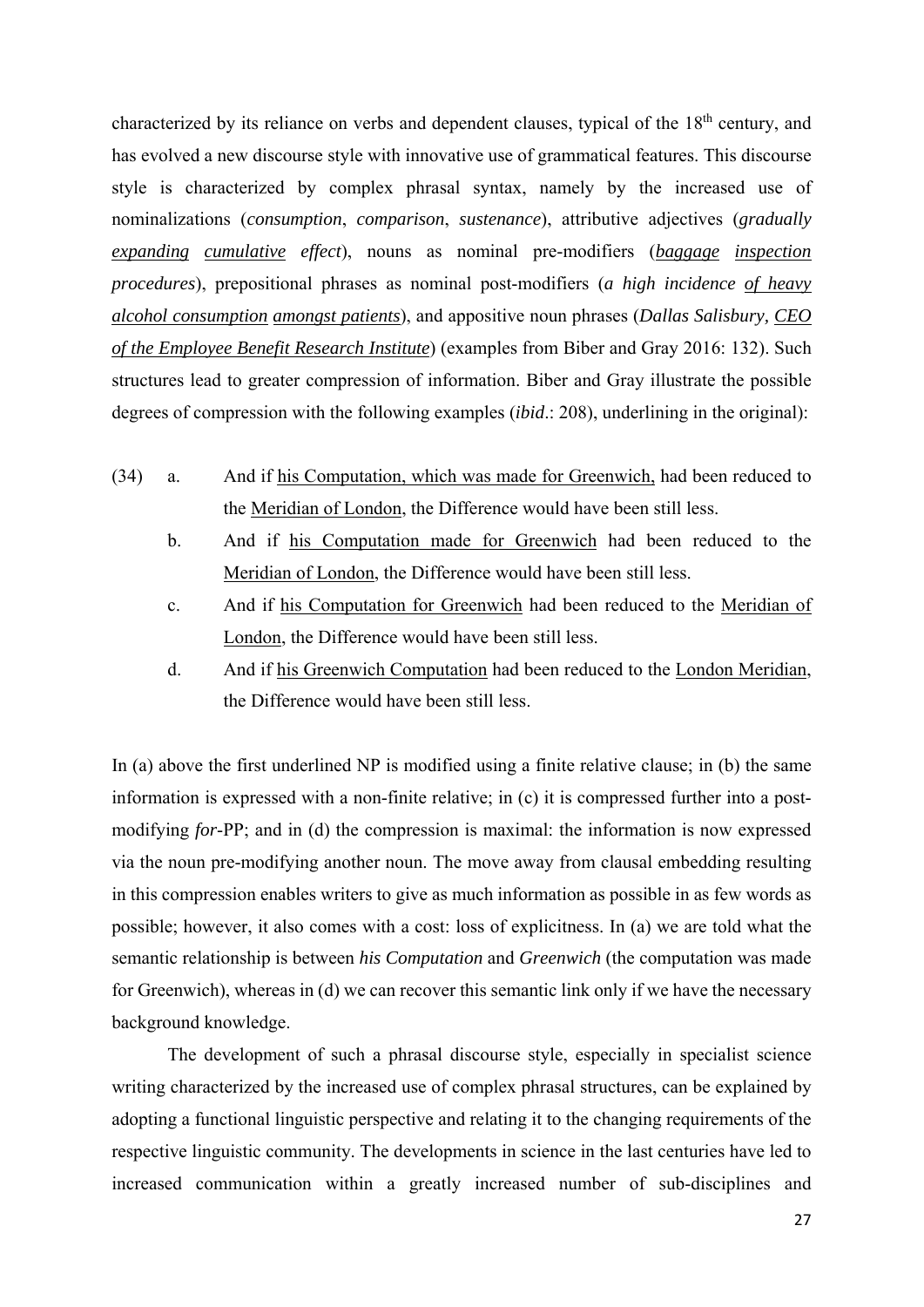characterized by its reliance on verbs and dependent clauses, typical of the 18th century, and has evolved a new discourse style with innovative use of grammatical features. This discourse style is characterized by complex phrasal syntax, namely by the increased use of nominalizations (*consumption*, *comparison*, *sustenance*), attributive adjectives (*gradually expanding cumulative effect*), nouns as nominal pre-modifiers (*baggage inspection procedures*), prepositional phrases as nominal post-modifiers (*a high incidence of heavy alcohol consumption amongst patients*), and appositive noun phrases (*Dallas Salisbury, CEO of the Employee Benefit Research Institute*) (examples from Biber and Gray 2016: 132). Such structures lead to greater compression of information. Biber and Gray illustrate the possible degrees of compression with the following examples (*ibid*.: 208), underlining in the original):

(34) a. And if his Computation, which was made for Greenwich, had been reduced to the Meridian of London, the Difference would have been still less.

b. And if his Computation made for Greenwich had been reduced to the Meridian of London, the Difference would have been still less.

c. And if his Computation for Greenwich had been reduced to the Meridian of London, the Difference would have been still less.

d. And if his Greenwich Computation had been reduced to the London Meridian, the Difference would have been still less.

In (a) above the first underlined NP is modified using a finite relative clause; in (b) the same information is expressed with a non-finite relative; in (c) it is compressed further into a post-modifying *for*-PP; and in (d) the compression is maximal: the information is now expressed via the noun pre-modifying another noun. The move away from clausal embedding resulting in this compression enables writers to give as much information as possible in as few words as possible; however, it also comes with a cost: loss of explicitness. In (a) we are told what the semantic relationship is between *his Computation* and *Greenwich* (the computation was made for Greenwich), whereas in (d) we can recover this semantic link only if we have the necessary background knowledge.

The development of such a phrasal discourse style, especially in specialist science writing characterized by the increased use of complex phrasal structures, can be explained by adopting a functional linguistic perspective and relating it to the changing requirements of the respective linguistic community. The developments in science in the last centuries have led to increased communication within a greatly increased number of sub-disciplines and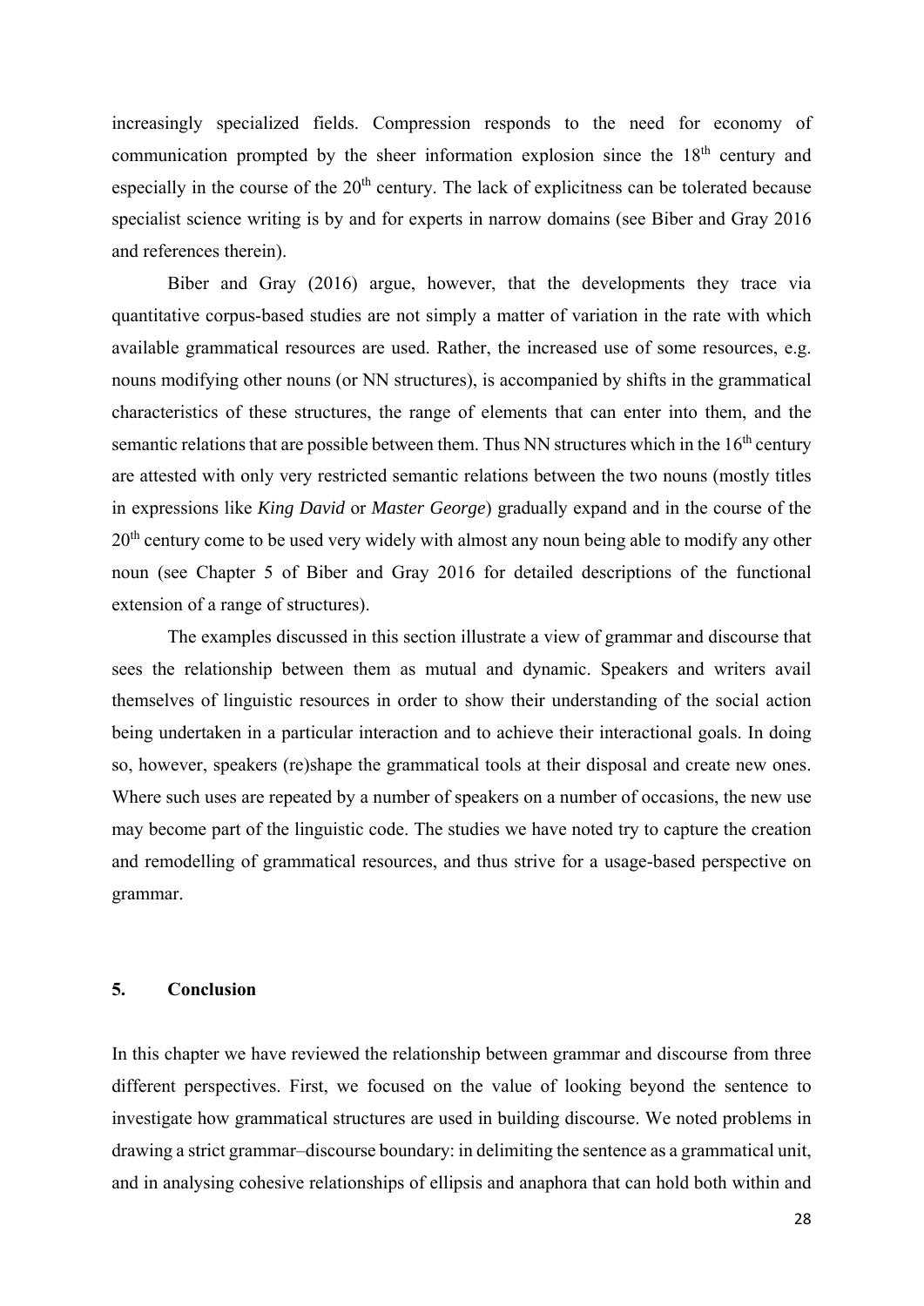increasingly specialized fields. Compression responds to the need for economy of communication prompted by the sheer information explosion since the 18th century and especially in the course of the 20th century. The lack of explicitness can be tolerated because specialist science writing is by and for experts in narrow domains (see Biber and Gray 2016 and references therein).

Biber and Gray (2016) argue, however, that the developments they trace via quantitative corpus-based studies are not simply a matter of variation in the rate with which available grammatical resources are used. Rather, the increased use of some resources, e.g. nouns modifying other nouns (or NN structures), is accompanied by shifts in the grammatical characteristics of these structures, the range of elements that can enter into them, and the semantic relations that are possible between them. Thus NN structures which in the 16th century are attested with only very restricted semantic relations between the two nouns (mostly titles in expressions like *King David* or *Master George*) gradually expand and in the course of the 20th century come to be used very widely with almost any noun being able to modify any other noun (see Chapter 5 of Biber and Gray 2016 for detailed descriptions of the functional extension of a range of structures).

The examples discussed in this section illustrate a view of grammar and discourse that sees the relationship between them as mutual and dynamic. Speakers and writers avail themselves of linguistic resources in order to show their understanding of the social action being undertaken in a particular interaction and to achieve their interactional goals. In doing so, however, speakers (re)shape the grammatical tools at their disposal and create new ones. Where such uses are repeated by a number of speakers on a number of occasions, the new use may become part of the linguistic code. The studies we have noted try to capture the creation and remodelling of grammatical resources, and thus strive for a usage-based perspective on grammar.

## 5. Conclusion

In this chapter we have reviewed the relationship between grammar and discourse from three different perspectives. First, we focused on the value of looking beyond the sentence to investigate how grammatical structures are used in building discourse. We noted problems in drawing a strict grammar–discourse boundary: in delimiting the sentence as a grammatical unit, and in analysing cohesive relationships of ellipsis and anaphora that can hold both within and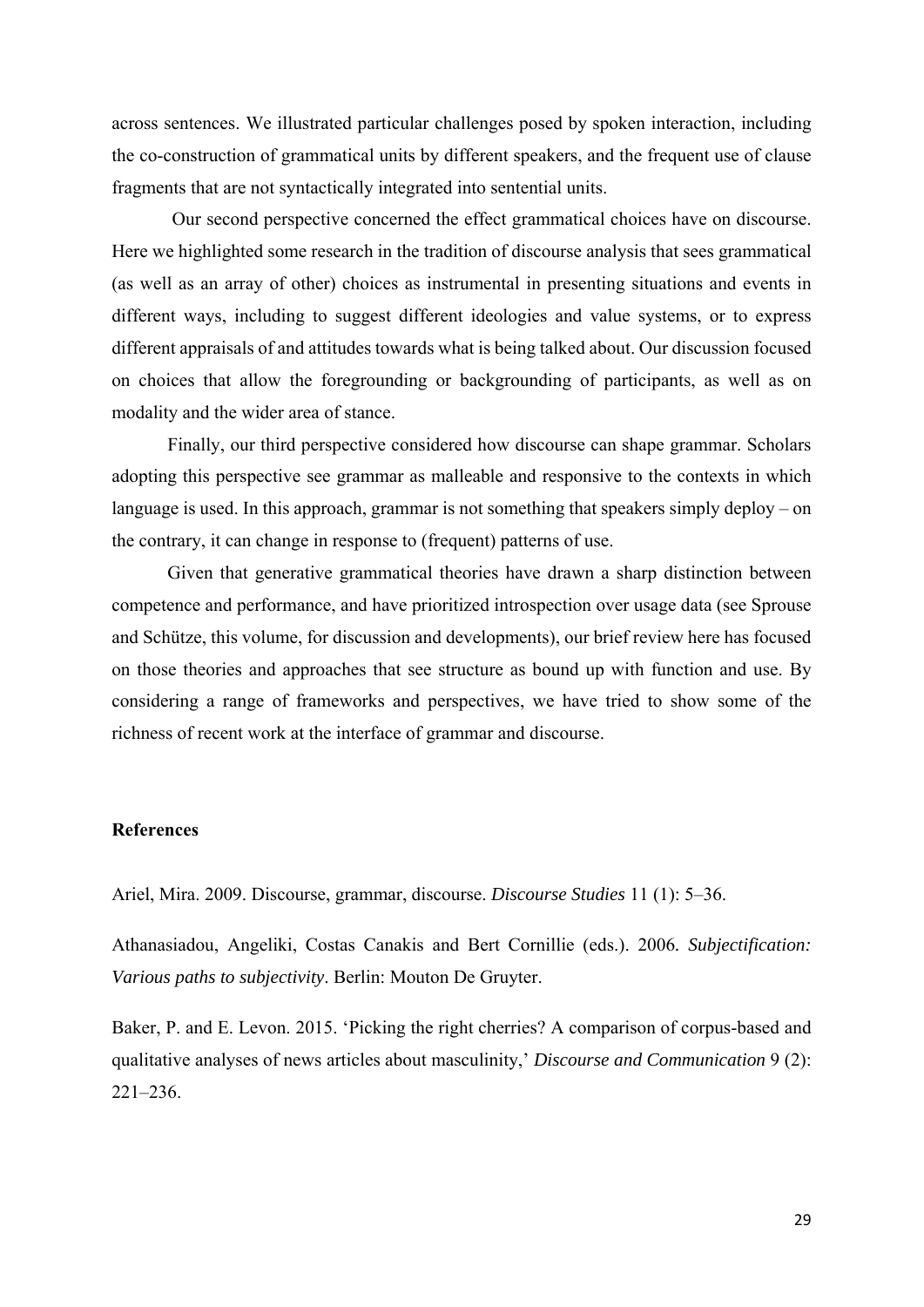across sentences. We illustrated particular challenges posed by spoken interaction, including the co-construction of grammatical units by different speakers, and the frequent use of clause fragments that are not syntactically integrated into sentential units.

Our second perspective concerned the effect grammatical choices have on discourse. Here we highlighted some research in the tradition of discourse analysis that sees grammatical (as well as an array of other) choices as instrumental in presenting situations and events in different ways, including to suggest different ideologies and value systems, or to express different appraisals of and attitudes towards what is being talked about. Our discussion focused on choices that allow the foregrounding or backgrounding of participants, as well as on modality and the wider area of stance.

Finally, our third perspective considered how discourse can shape grammar. Scholars adopting this perspective see grammar as malleable and responsive to the contexts in which language is used. In this approach, grammar is not something that speakers simply deploy – on the contrary, it can change in response to (frequent) patterns of use.

Given that generative grammatical theories have drawn a sharp distinction between competence and performance, and have prioritized introspection over usage data (see Sprouse and Schütze, this volume, for discussion and developments), our brief review here has focused on those theories and approaches that see structure as bound up with function and use. By considering a range of frameworks and perspectives, we have tried to show some of the richness of recent work at the interface of grammar and discourse.

**References**

Ariel, Mira. 2009. Discourse, grammar, discourse. *Discourse Studies* 11 (1): 5–36.

Athanasiadou, Angeliki, Costas Canakis and Bert Cornillie (eds.). 2006. *Subjectification: Various paths to subjectivity*. Berlin: Mouton De Gruyter.

Baker, P. and E. Levon. 2015. 'Picking the right cherries? A comparison of corpus-based and qualitative analyses of news articles about masculinity,' *Discourse and Communication* 9 (2): 221–236.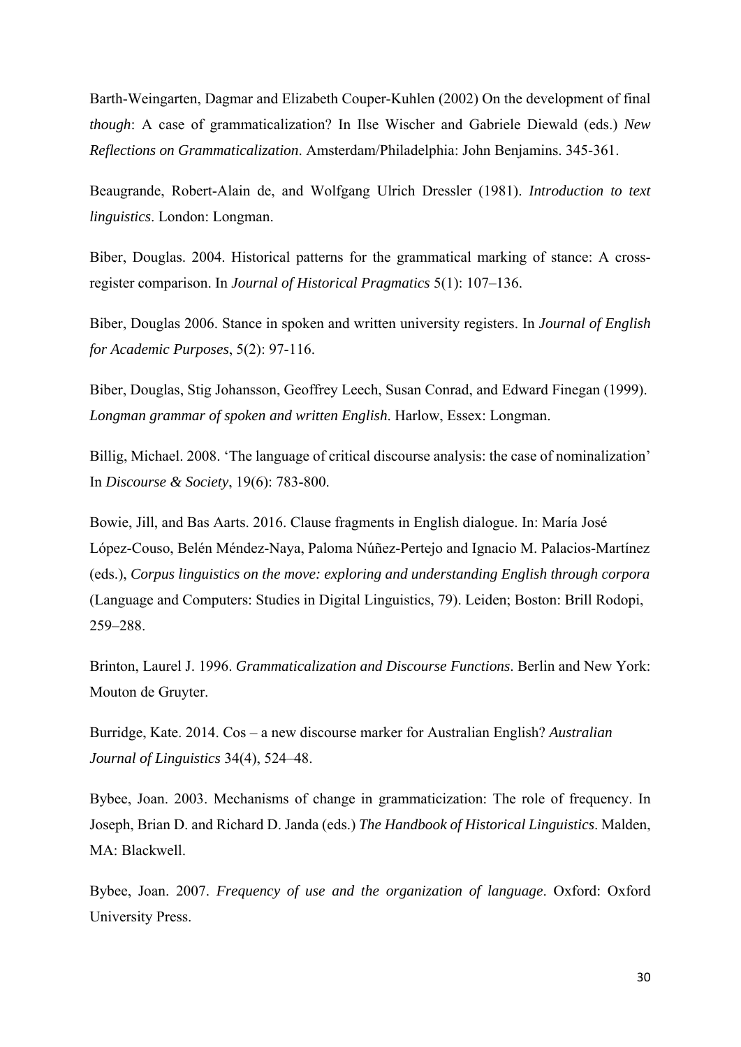Barth-Weingarten, Dagmar and Elizabeth Couper-Kuhlen (2002) On the development of final *though*: A case of grammaticalization? In Ilse Wischer and Gabriele Diewald (eds.) *New Reflections on Grammaticalization*. Amsterdam/Philadelphia: John Benjamins. 345-361.

Beaugrande, Robert-Alain de, and Wolfgang Ulrich Dressler (1981). *Introduction to text linguistics*. London: Longman.

Biber, Douglas. 2004. Historical patterns for the grammatical marking of stance: A cross-register comparison. In *Journal of Historical Pragmatics* 5(1): 107–136.

Biber, Douglas 2006. Stance in spoken and written university registers. In *Journal of English for Academic Purposes*, 5(2): 97-116.

Biber, Douglas, Stig Johansson, Geoffrey Leech, Susan Conrad, and Edward Finegan (1999). *Longman grammar of spoken and written English*. Harlow, Essex: Longman.

Billig, Michael. 2008. 'The language of critical discourse analysis: the case of nominalization' In *Discourse & Society*, 19(6): 783-800.

Bowie, Jill, and Bas Aarts. 2016. Clause fragments in English dialogue. In: María José López-Couso, Belén Méndez-Naya, Paloma Núñez-Pertejo and Ignacio M. Palacios-Martínez (eds.), *Corpus linguistics on the move: exploring and understanding English through corpora* (Language and Computers: Studies in Digital Linguistics, 79). Leiden; Boston: Brill Rodopi, 259–288.

Brinton, Laurel J. 1996. *Grammaticalization and Discourse Functions*. Berlin and New York: Mouton de Gruyter.

Burridge, Kate. 2014. Cos – a new discourse marker for Australian English? *Australian Journal of Linguistics* 34(4), 524–48.

Bybee, Joan. 2003. Mechanisms of change in grammaticization: The role of frequency. In Joseph, Brian D. and Richard D. Janda (eds.) *The Handbook of Historical Linguistics*. Malden, MA: Blackwell.

Bybee, Joan. 2007. *Frequency of use and the organization of language*. Oxford: Oxford University Press.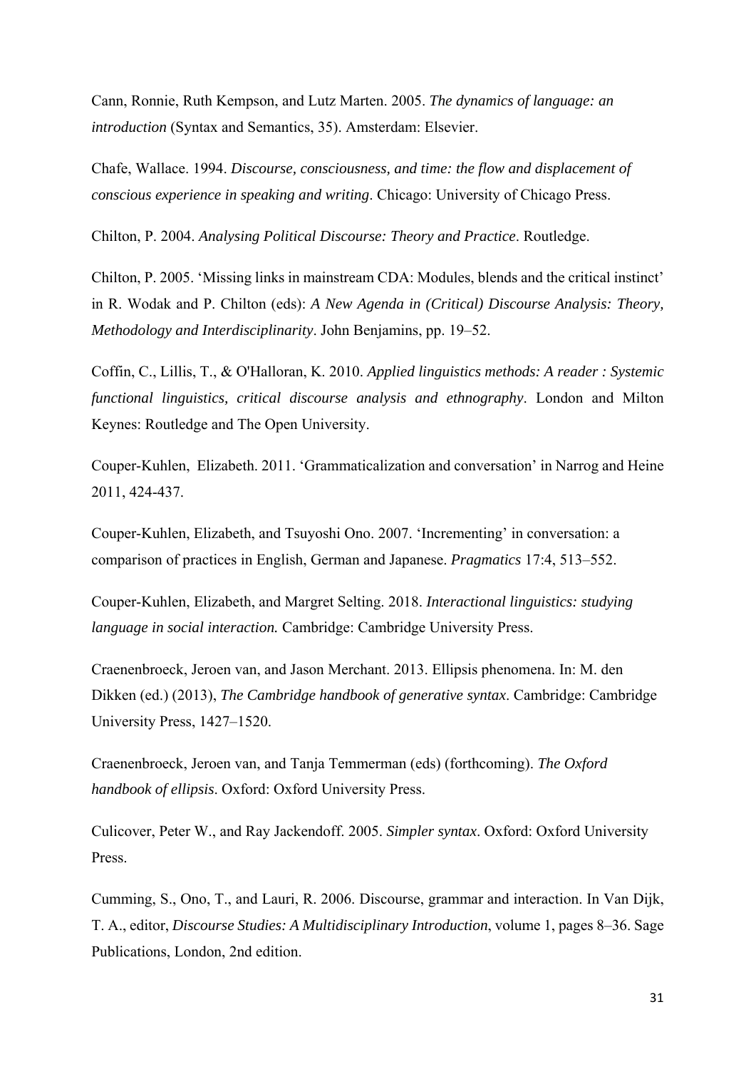Cann, Ronnie, Ruth Kempson, and Lutz Marten. 2005. *The dynamics of language: an introduction* (Syntax and Semantics, 35). Amsterdam: Elsevier.

Chafe, Wallace. 1994. *Discourse, consciousness, and time: the flow and displacement of conscious experience in speaking and writing*. Chicago: University of Chicago Press.

Chilton, P. 2004. *Analysing Political Discourse: Theory and Practice*. Routledge.

Chilton, P. 2005. 'Missing links in mainstream CDA: Modules, blends and the critical instinct' in R. Wodak and P. Chilton (eds): *A New Agenda in (Critical) Discourse Analysis: Theory, Methodology and Interdisciplinarity*. John Benjamins, pp. 19–52.

Coffin, C., Lillis, T., & O'Halloran, K. 2010. *Applied linguistics methods: A reader : Systemic functional linguistics, critical discourse analysis and ethnography*. London and Milton Keynes: Routledge and The Open University.

Couper-Kuhlen, Elizabeth. 2011. 'Grammaticalization and conversation' in Narrog and Heine 2011, 424-437.

Couper-Kuhlen, Elizabeth, and Tsuyoshi Ono. 2007. 'Incrementing' in conversation: a comparison of practices in English, German and Japanese. *Pragmatics* 17:4, 513–552.

Couper-Kuhlen, Elizabeth, and Margret Selting. 2018. *Interactional linguistics: studying language in social interaction.* Cambridge: Cambridge University Press.

Craenenbroeck, Jeroen van, and Jason Merchant. 2013. Ellipsis phenomena. In: M. den Dikken (ed.) (2013), *The Cambridge handbook of generative syntax*. Cambridge: Cambridge University Press, 1427–1520.

Craenenbroeck, Jeroen van, and Tanja Temmerman (eds) (forthcoming). *The Oxford handbook of ellipsis*. Oxford: Oxford University Press.

Culicover, Peter W., and Ray Jackendoff. 2005. *Simpler syntax*. Oxford: Oxford University Press.

Cumming, S., Ono, T., and Lauri, R. 2006. Discourse, grammar and interaction. In Van Dijk, T. A., editor, *Discourse Studies: A Multidisciplinary Introduction*, volume 1, pages 8–36. Sage Publications, London, 2nd edition.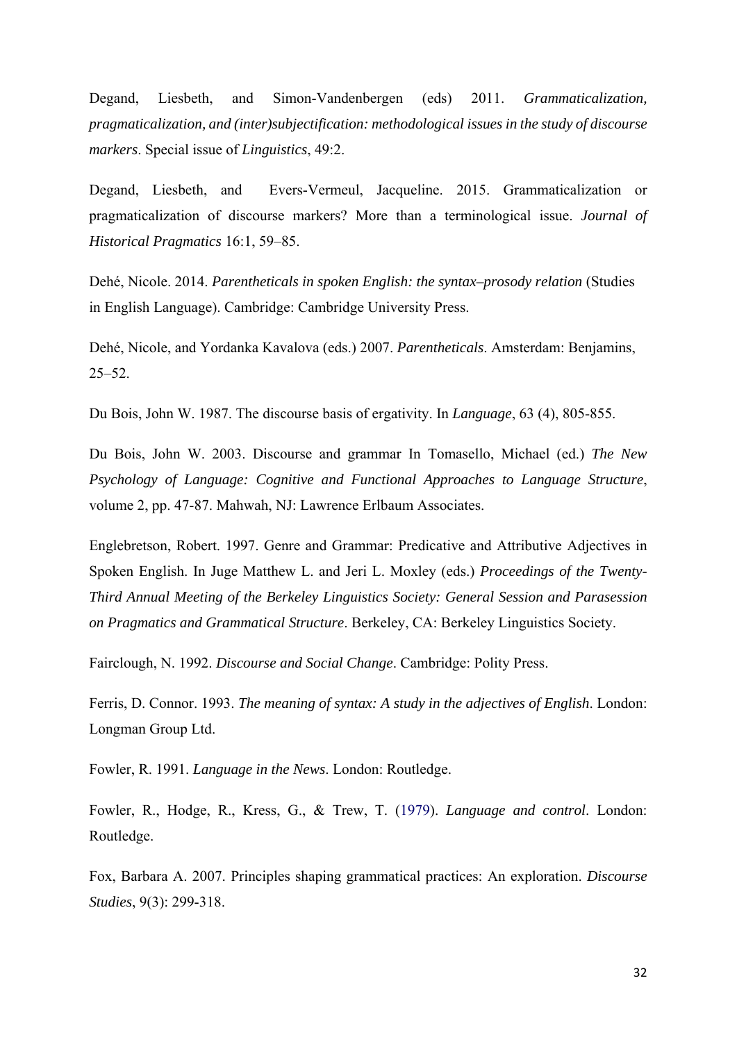Degand, Liesbeth, and Simon-Vandenbergen (eds) 2011. *Grammaticalization, pragmaticalization, and (inter)subjectification: methodological issues in the study of discourse markers*. Special issue of *Linguistics*, 49:2.

Degand, Liesbeth, and Evers-Vermeul, Jacqueline. 2015. Grammaticalization or pragmaticalization of discourse markers? More than a terminological issue. *Journal of Historical Pragmatics* 16:1, 59–85.

Dehé, Nicole. 2014. *Parentheticals in spoken English: the syntax–prosody relation* (Studies in English Language). Cambridge: Cambridge University Press.

Dehé, Nicole, and Yordanka Kavalova (eds.) 2007. *Parentheticals*. Amsterdam: Benjamins, 25–52.

Du Bois, John W. 1987. The discourse basis of ergativity. In *Language*, 63 (4), 805-855.

Du Bois, John W. 2003. Discourse and grammar In Tomasello, Michael (ed.) *The New Psychology of Language: Cognitive and Functional Approaches to Language Structure*, volume 2, pp. 47-87. Mahwah, NJ: Lawrence Erlbaum Associates.

Englebretson, Robert. 1997. Genre and Grammar: Predicative and Attributive Adjectives in Spoken English. In Juge Matthew L. and Jeri L. Moxley (eds.) *Proceedings of the Twenty-Third Annual Meeting of the Berkeley Linguistics Society: General Session and Parasession on Pragmatics and Grammatical Structure*. Berkeley, CA: Berkeley Linguistics Society.

Fairclough, N. 1992. *Discourse and Social Change*. Cambridge: Polity Press.

Ferris, D. Connor. 1993. *The meaning of syntax: A study in the adjectives of English*. London: Longman Group Ltd.

Fowler, R. 1991. *Language in the News*. London: Routledge.

Fowler, R., Hodge, R., Kress, G., & Trew, T. (1979). *Language and control*. London: Routledge.

Fox, Barbara A. 2007. Principles shaping grammatical practices: An exploration. *Discourse Studies*, 9(3): 299-318.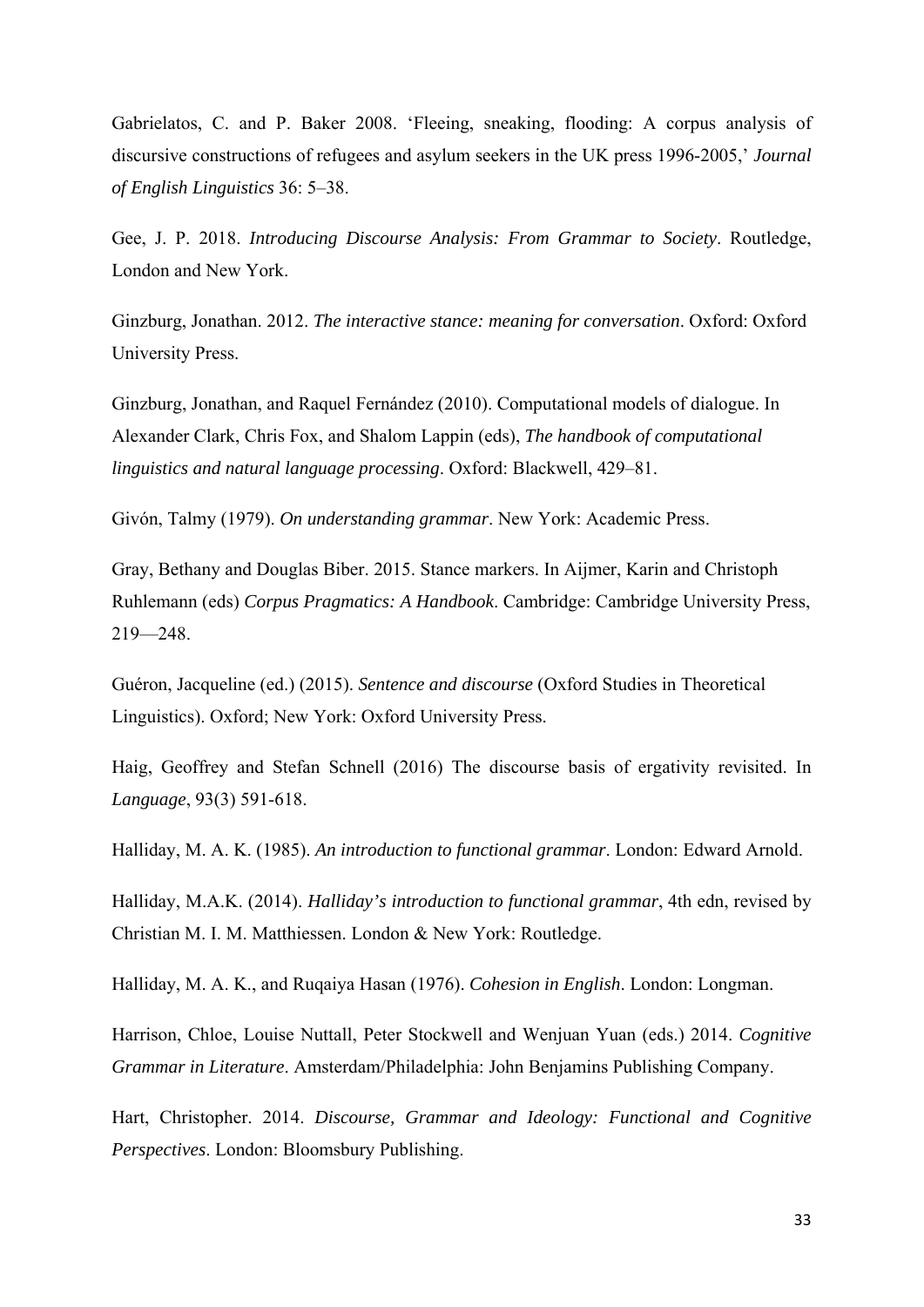Gabrielatos, C. and P. Baker 2008. 'Fleeing, sneaking, flooding: A corpus analysis of discursive constructions of refugees and asylum seekers in the UK press 1996-2005,' *Journal of English Linguistics* 36: 5–38.

Gee, J. P. 2018. *Introducing Discourse Analysis: From Grammar to Society*. Routledge, London and New York.

Ginzburg, Jonathan. 2012. *The interactive stance: meaning for conversation*. Oxford: Oxford University Press.

Ginzburg, Jonathan, and Raquel Fernández (2010). Computational models of dialogue. In Alexander Clark, Chris Fox, and Shalom Lappin (eds), *The handbook of computational linguistics and natural language processing*. Oxford: Blackwell, 429–81.

Givón, Talmy (1979). *On understanding grammar*. New York: Academic Press.

Gray, Bethany and Douglas Biber. 2015. Stance markers. In Aijmer, Karin and Christoph Ruhlemann (eds) *Corpus Pragmatics: A Handbook*. Cambridge: Cambridge University Press, 219—248.

Guéron, Jacqueline (ed.) (2015). *Sentence and discourse* (Oxford Studies in Theoretical Linguistics). Oxford; New York: Oxford University Press.

Haig, Geoffrey and Stefan Schnell (2016) The discourse basis of ergativity revisited. In *Language*, 93(3) 591-618.

Halliday, M. A. K. (1985). *An introduction to functional grammar*. London: Edward Arnold.

Halliday, M.A.K. (2014). *Halliday's introduction to functional grammar*, 4th edn, revised by Christian M. I. M. Matthiessen. London & New York: Routledge.

Halliday, M. A. K., and Ruqaiya Hasan (1976). *Cohesion in English*. London: Longman.

Harrison, Chloe, Louise Nuttall, Peter Stockwell and Wenjuan Yuan (eds.) 2014. *Cognitive Grammar in Literature*. Amsterdam/Philadelphia: John Benjamins Publishing Company.

Hart, Christopher. 2014. *Discourse, Grammar and Ideology: Functional and Cognitive Perspectives*. London: Bloomsbury Publishing.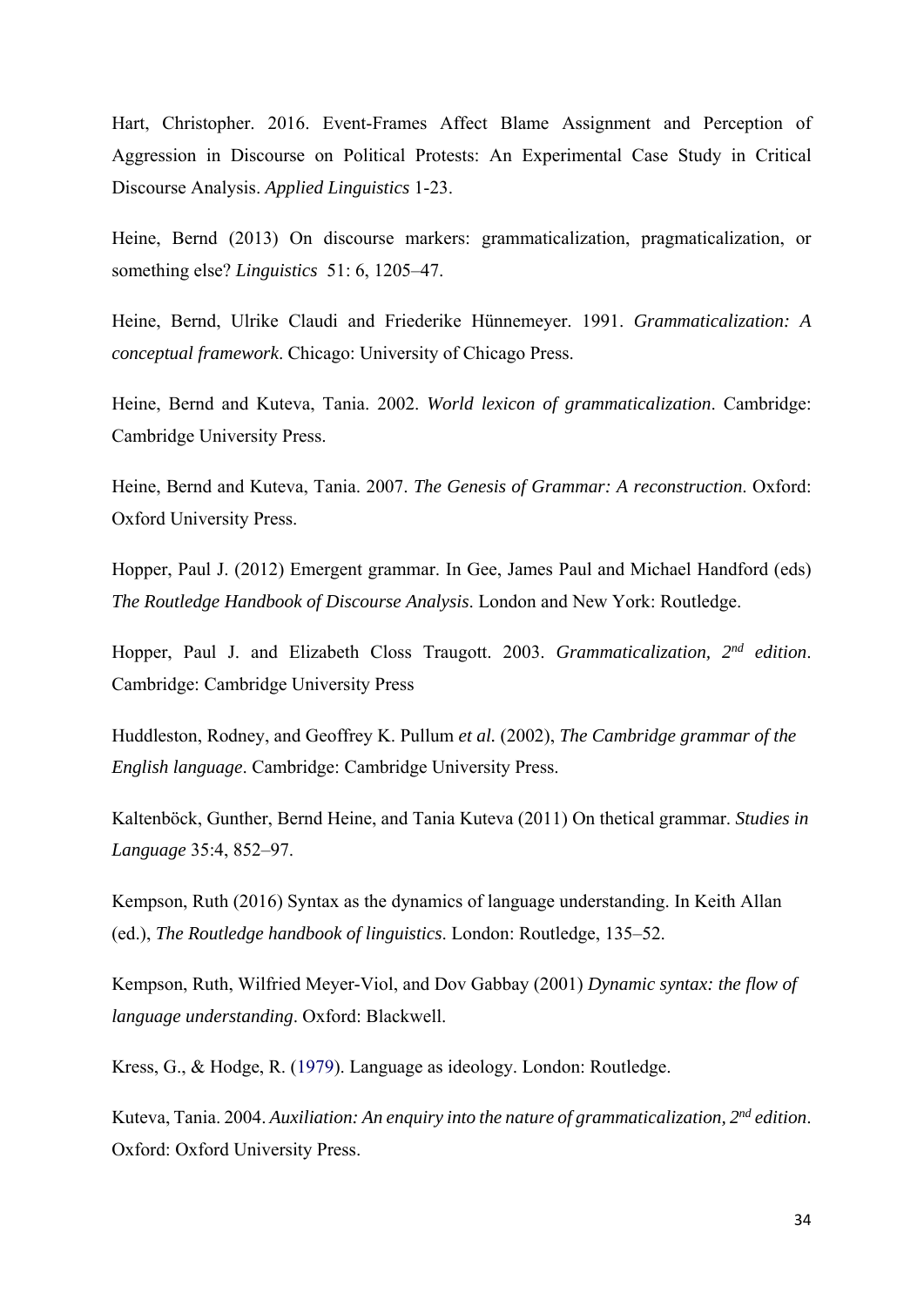Hart, Christopher. 2016. Event-Frames Affect Blame Assignment and Perception of Aggression in Discourse on Political Protests: An Experimental Case Study in Critical Discourse Analysis. *Applied Linguistics* 1-23.

Heine, Bernd (2013) On discourse markers: grammaticalization, pragmaticalization, or something else? *Linguistics* 51: 6, 1205–47.

Heine, Bernd, Ulrike Claudi and Friederike Hünnemeyer. 1991. *Grammaticalization: A conceptual framework*. Chicago: University of Chicago Press.

Heine, Bernd and Kuteva, Tania. 2002. *World lexicon of grammaticalization*. Cambridge: Cambridge University Press.

Heine, Bernd and Kuteva, Tania. 2007. *The Genesis of Grammar: A reconstruction*. Oxford: Oxford University Press.

Hopper, Paul J. (2012) Emergent grammar. In Gee, James Paul and Michael Handford (eds) *The Routledge Handbook of Discourse Analysis*. London and New York: Routledge.

Hopper, Paul J. and Elizabeth Closs Traugott. 2003. *Grammaticalization, 2nd edition*. Cambridge: Cambridge University Press

Huddleston, Rodney, and Geoffrey K. Pullum *et al.* (2002), *The Cambridge grammar of the English language*. Cambridge: Cambridge University Press.

Kaltenböck, Gunther, Bernd Heine, and Tania Kuteva (2011) On thetical grammar. *Studies in Language* 35:4, 852–97.

Kempson, Ruth (2016) Syntax as the dynamics of language understanding. In Keith Allan (ed.), *The Routledge handbook of linguistics*. London: Routledge, 135–52.

Kempson, Ruth, Wilfried Meyer-Viol, and Dov Gabbay (2001) *Dynamic syntax: the flow of language understanding*. Oxford: Blackwell.

Kress, G., & Hodge, R. (1979). Language as ideology. London: Routledge.

Kuteva, Tania. 2004. *Auxiliation: An enquiry into the nature of grammaticalization, 2nd edition*. Oxford: Oxford University Press.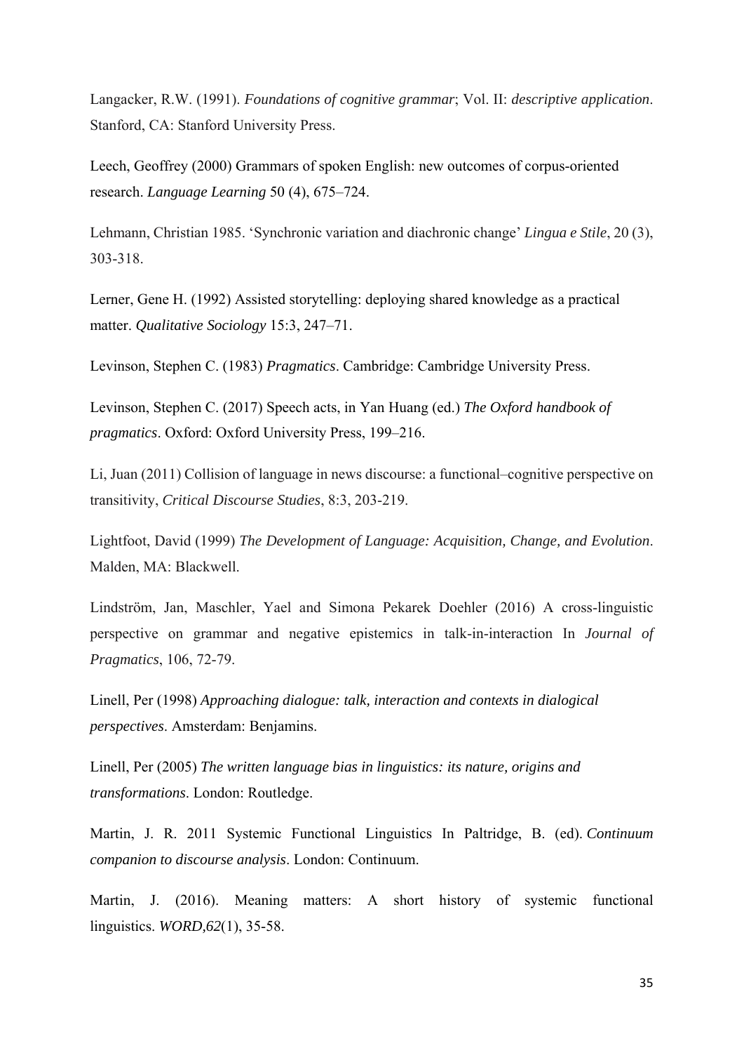Langacker, R.W. (1991). *Foundations of cognitive grammar*; Vol. II: *descriptive application*. Stanford, CA: Stanford University Press.

Leech, Geoffrey (2000) Grammars of spoken English: new outcomes of corpus-oriented research. *Language Learning* 50 (4), 675–724.

Lehmann, Christian 1985. 'Synchronic variation and diachronic change' *Lingua e Stile*, 20 (3), 303-318.

Lerner, Gene H. (1992) Assisted storytelling: deploying shared knowledge as a practical matter. *Qualitative Sociology* 15:3, 247–71.

Levinson, Stephen C. (1983) *Pragmatics*. Cambridge: Cambridge University Press.

Levinson, Stephen C. (2017) Speech acts, in Yan Huang (ed.) *The Oxford handbook of pragmatics*. Oxford: Oxford University Press, 199–216.

Li, Juan (2011) Collision of language in news discourse: a functional–cognitive perspective on transitivity, *Critical Discourse Studies*, 8:3, 203-219.

Lightfoot, David (1999) *The Development of Language: Acquisition, Change, and Evolution*. Malden, MA: Blackwell.

Lindström, Jan, Maschler, Yael and Simona Pekarek Doehler (2016) A cross-linguistic perspective on grammar and negative epistemics in talk-in-interaction In *Journal of Pragmatics*, 106, 72-79.

Linell, Per (1998) *Approaching dialogue: talk, interaction and contexts in dialogical perspectives*. Amsterdam: Benjamins.

Linell, Per (2005) *The written language bias in linguistics: its nature, origins and transformations*. London: Routledge.

Martin, J. R. 2011 Systemic Functional Linguistics In Paltridge, B. (ed). *Continuum companion to discourse analysis*. London: Continuum.

Martin, J. (2016). Meaning matters: A short history of systemic functional linguistics. *WORD,62*(1), 35-58.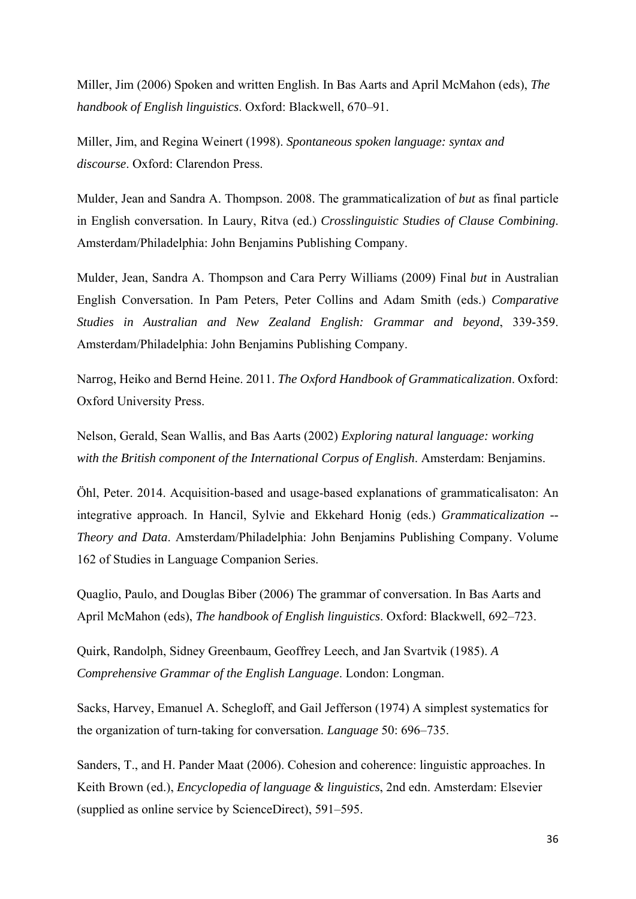Miller, Jim (2006) Spoken and written English. In Bas Aarts and April McMahon (eds), *The handbook of English linguistics*. Oxford: Blackwell, 670–91.

Miller, Jim, and Regina Weinert (1998). *Spontaneous spoken language: syntax and discourse*. Oxford: Clarendon Press.

Mulder, Jean and Sandra A. Thompson. 2008. The grammaticalization of *but* as final particle in English conversation. In Laury, Ritva (ed.) *Crosslinguistic Studies of Clause Combining*. Amsterdam/Philadelphia: John Benjamins Publishing Company.

Mulder, Jean, Sandra A. Thompson and Cara Perry Williams (2009) Final *but* in Australian English Conversation. In Pam Peters, Peter Collins and Adam Smith (eds.) *Comparative Studies in Australian and New Zealand English: Grammar and beyond*, 339-359. Amsterdam/Philadelphia: John Benjamins Publishing Company.

Narrog, Heiko and Bernd Heine. 2011. *The Oxford Handbook of Grammaticalization*. Oxford: Oxford University Press.

Nelson, Gerald, Sean Wallis, and Bas Aarts (2002) *Exploring natural language: working with the British component of the International Corpus of English*. Amsterdam: Benjamins.

Öhl, Peter. 2014. Acquisition-based and usage-based explanations of grammaticalisaton: An integrative approach. In Hancil, Sylvie and Ekkehard Honig (eds.) *Grammaticalization -- Theory and Data*. Amsterdam/Philadelphia: John Benjamins Publishing Company. Volume 162 of Studies in Language Companion Series.

Quaglio, Paulo, and Douglas Biber (2006) The grammar of conversation. In Bas Aarts and April McMahon (eds), *The handbook of English linguistics*. Oxford: Blackwell, 692–723.

Quirk, Randolph, Sidney Greenbaum, Geoffrey Leech, and Jan Svartvik (1985). *A Comprehensive Grammar of the English Language*. London: Longman.

Sacks, Harvey, Emanuel A. Schegloff, and Gail Jefferson (1974) A simplest systematics for the organization of turn-taking for conversation. *Language* 50: 696–735.

Sanders, T., and H. Pander Maat (2006). Cohesion and coherence: linguistic approaches. In Keith Brown (ed.), *Encyclopedia of language & linguistics*, 2nd edn. Amsterdam: Elsevier (supplied as online service by ScienceDirect), 591–595.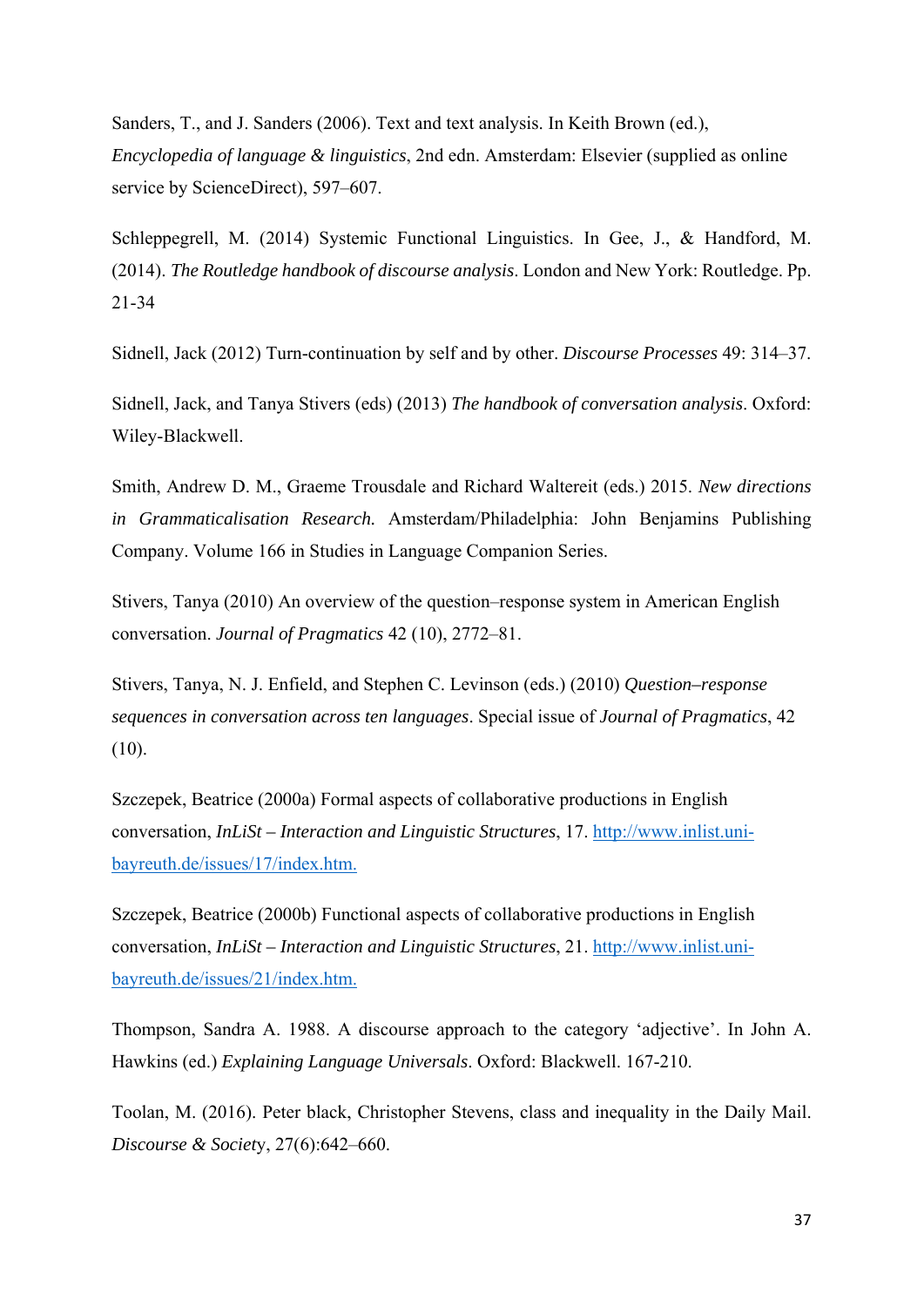Sanders, T., and J. Sanders (2006). Text and text analysis. In Keith Brown (ed.), *Encyclopedia of language & linguistics*, 2nd edn. Amsterdam: Elsevier (supplied as online service by ScienceDirect), 597–607.

Schleppegrell, M. (2014) Systemic Functional Linguistics. In Gee, J., & Handford, M. (2014). *The Routledge handbook of discourse analysis*. London and New York: Routledge. Pp. 21-34

Sidnell, Jack (2012) Turn-continuation by self and by other. *Discourse Processes* 49: 314–37.

Sidnell, Jack, and Tanya Stivers (eds) (2013) *The handbook of conversation analysis*. Oxford: Wiley-Blackwell.

Smith, Andrew D. M., Graeme Trousdale and Richard Waltereit (eds.) 2015. *New directions in Grammaticalisation Research.* Amsterdam/Philadelphia: John Benjamins Publishing Company. Volume 166 in Studies in Language Companion Series.

Stivers, Tanya (2010) An overview of the question–response system in American English conversation. *Journal of Pragmatics* 42 (10), 2772–81.

Stivers, Tanya, N. J. Enfield, and Stephen C. Levinson (eds.) (2010) *Question–response sequences in conversation across ten languages*. Special issue of *Journal of Pragmatics*, 42 (10).

Szczepek, Beatrice (2000a) Formal aspects of collaborative productions in English conversation, *InLiSt – Interaction and Linguistic Structures*, 17. http://www.inlist.uni-bayreuth.de/issues/17/index.htm.

Szczepek, Beatrice (2000b) Functional aspects of collaborative productions in English conversation, *InLiSt – Interaction and Linguistic Structures*, 21. http://www.inlist.uni-bayreuth.de/issues/21/index.htm.

Thompson, Sandra A. 1988. A discourse approach to the category 'adjective'. In John A. Hawkins (ed.) *Explaining Language Universals*. Oxford: Blackwell. 167-210.

Toolan, M. (2016). Peter black, Christopher Stevens, class and inequality in the Daily Mail. *Discourse & Society*, 27(6):642–660.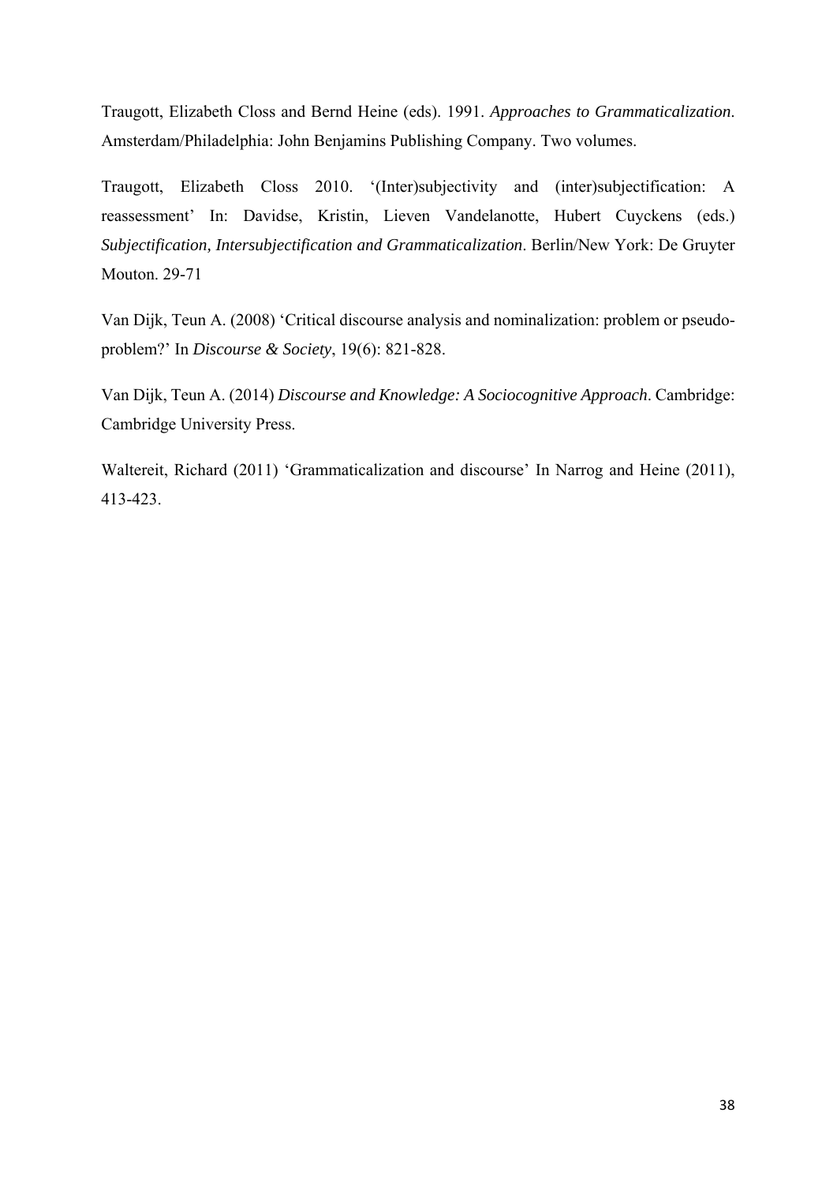Traugott, Elizabeth Closs and Bernd Heine (eds). 1991. *Approaches to Grammaticalization*. Amsterdam/Philadelphia: John Benjamins Publishing Company. Two volumes.

Traugott, Elizabeth Closs 2010. '(Inter)subjectivity and (inter)subjectification: A reassessment' In: Davidse, Kristin, Lieven Vandelanotte, Hubert Cuyckens (eds.) *Subjectification, Intersubjectification and Grammaticalization*. Berlin/New York: De Gruyter Mouton. 29-71

Van Dijk, Teun A. (2008) 'Critical discourse analysis and nominalization: problem or pseudo-problem?' In *Discourse & Society*, 19(6): 821-828.

Van Dijk, Teun A. (2014) *Discourse and Knowledge: A Sociocognitive Approach*. Cambridge: Cambridge University Press.

Waltereit, Richard (2011) 'Grammaticalization and discourse' In Narrog and Heine (2011), 413-423.